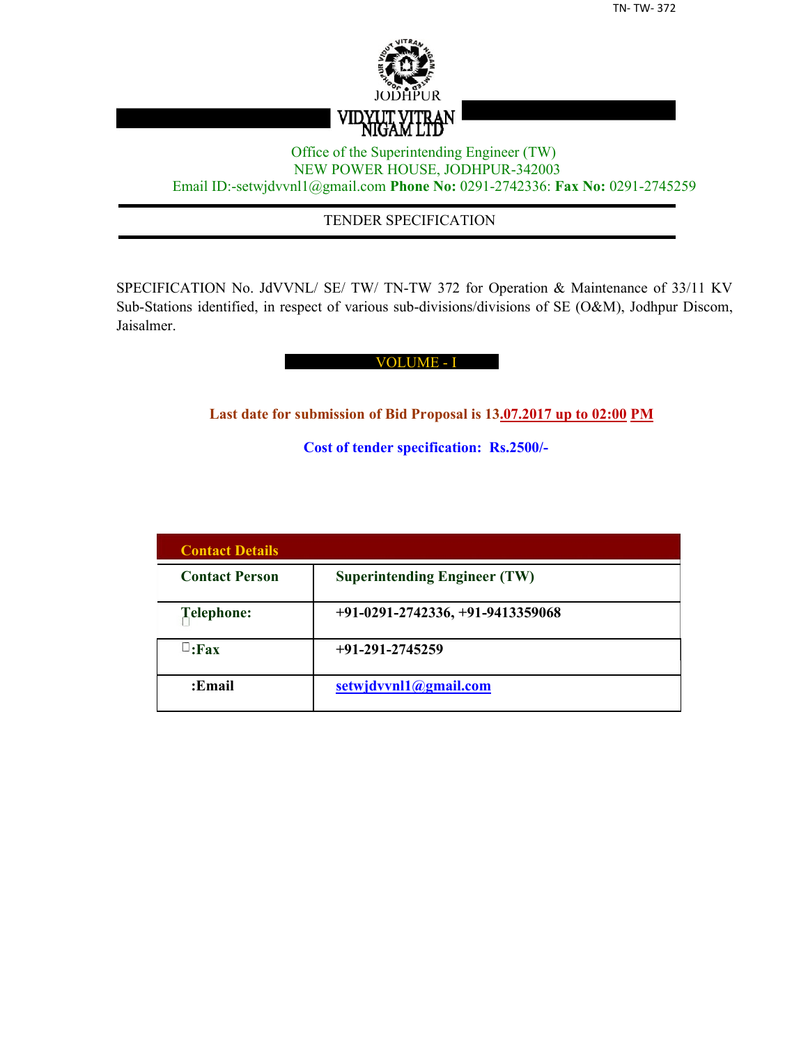JODHPUR

# VIDYUT VITRAN NIGAM LTD

Office of the Superintending Engineer (TW)
NEW POWER HOUSE, JODHPUR-342003
Email ID:-setwjdvvnl1@gmail.com **Phone No:** 0291-2742336: **Fax No:** 0291-2745259

## TENDER SPECIFICATION

SPECIFICATION No. JdVVNL/ SE/ TW/ TN-TW 372 for Operation & Maintenance of 33/11 KV Sub-Stations identified, in respect of various sub-divisions/divisions of SE (O&M), Jodhpur Discom, Jaisalmer.

## VOLUME - I

**Last date for submission of Bid Proposal is 13.07.2017 up to 02:00 PM**

**Cost of tender specification: Rs.2500/-**

| **Contact Details** | |
|---|---|
| **Contact Person** | **Superintending Engineer (TW)** |
| **Telephone:** | **+91-0291-2742336, +91-9413359068** |
| **:Fax** | **+91-291-2745259** |
| **:Email** | **setwjdvvnl1@gmail.com** |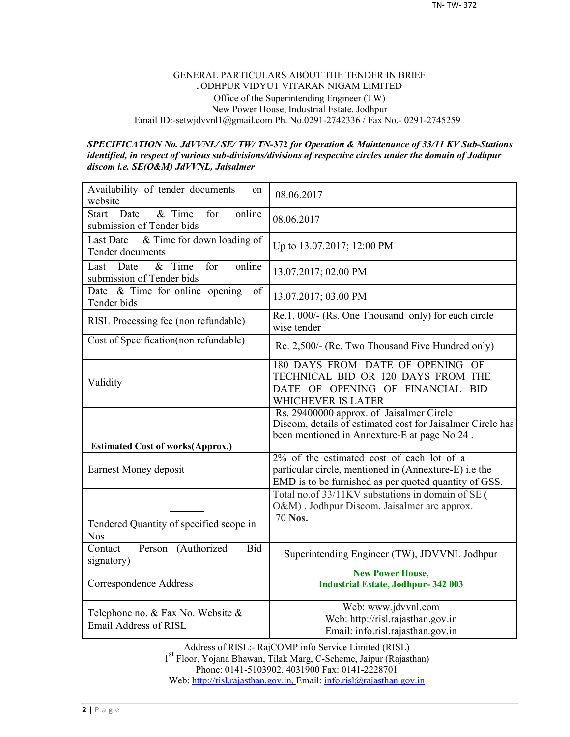GENERAL PARTICULARS ABOUT THE TENDER IN BRIEF
JODHPUR VIDYUT VITARAN NIGAM LIMITED
Office of the Superintending Engineer (TW)
New Power House, Industrial Estate, Jodhpur
Email ID:-setwjdvvnl1@gmail.com Ph. No.0291-2742336 / Fax No.- 0291-2745259

***SPECIFICATION No. JdVVNL/ SE/ TW/ TN-*****372** ***for Operation & Maintenance of 33/11 KV Sub-Stations identified, in respect of various sub-divisions/divisions of respective circles under the domain of Jodhpur discom i.e. SE(O&M) JdVVNL, Jaisalmer***

| | |
|---|---|
| Availability of tender documents on website | 08.06.2017 |
| Start Date & Time for online submission of Tender bids | 08.06.2017 |
| Last Date & Time for down loading of Tender documents | Up to 13.07.2017; 12:00 PM |
| Last Date & Time for online submission of Tender bids | 13.07.2017; 02.00 PM |
| Date & Time for online opening of Tender bids | 13.07.2017; 03.00 PM |
| RISL Processing fee (non refundable) | Re.1, 000/- (Rs. One Thousand only) for each circle wise tender |
| Cost of Specification(non refundable) | Re. 2,500/- (Re. Two Thousand Five Hundred only) |
| Validity | 180 DAYS FROM DATE OF OPENING OF TECHNICAL BID OR 120 DAYS FROM THE DATE OF OPENING OF FINANCIAL BID WHICHEVER IS LATER |
| **Estimated Cost of works(Approx.)** | Rs. 29400000 approx. of Jaisalmer Circle Discom, details of estimated cost for Jaisalmer Circle has been mentioned in Annexture-E at page No 24 . |
| Earnest Money deposit | 2% of the estimated cost of each lot of a particular circle, mentioned in (Annexture-E) i.e the EMD is to be furnished as per quoted quantity of GSS. |
| Tendered Quantity of specified scope in Nos. | Total no.of 33/11KV substations in domain of SE ( O&M) , Jodhpur Discom, Jaisalmer are approx. 70 **Nos.** |
| Contact Person (Authorized Bid signatory) | Superintending Engineer (TW), JDVVNL Jodhpur |
| Correspondence Address | **New Power House, Industrial Estate, Jodhpur- 342 003** |
| Telephone no. & Fax No. Website & Email Address of RISL | Web: www.jdvvnl.com<br>Web: http://risl.rajasthan.gov.in<br>Email: info.risl.rajasthan.gov.in |

Address of RISL:- RajCOMP info Service Limited (RISL)
1st Floor, Yojana Bhawan, Tilak Marg, C-Scheme, Jaipur (Rajasthan)
Phone: 0141-5103902, 4031900 Fax: 0141-2228701
Web: http://risl.rajasthan.gov.in, Email: info.risl@rajasthan.gov.in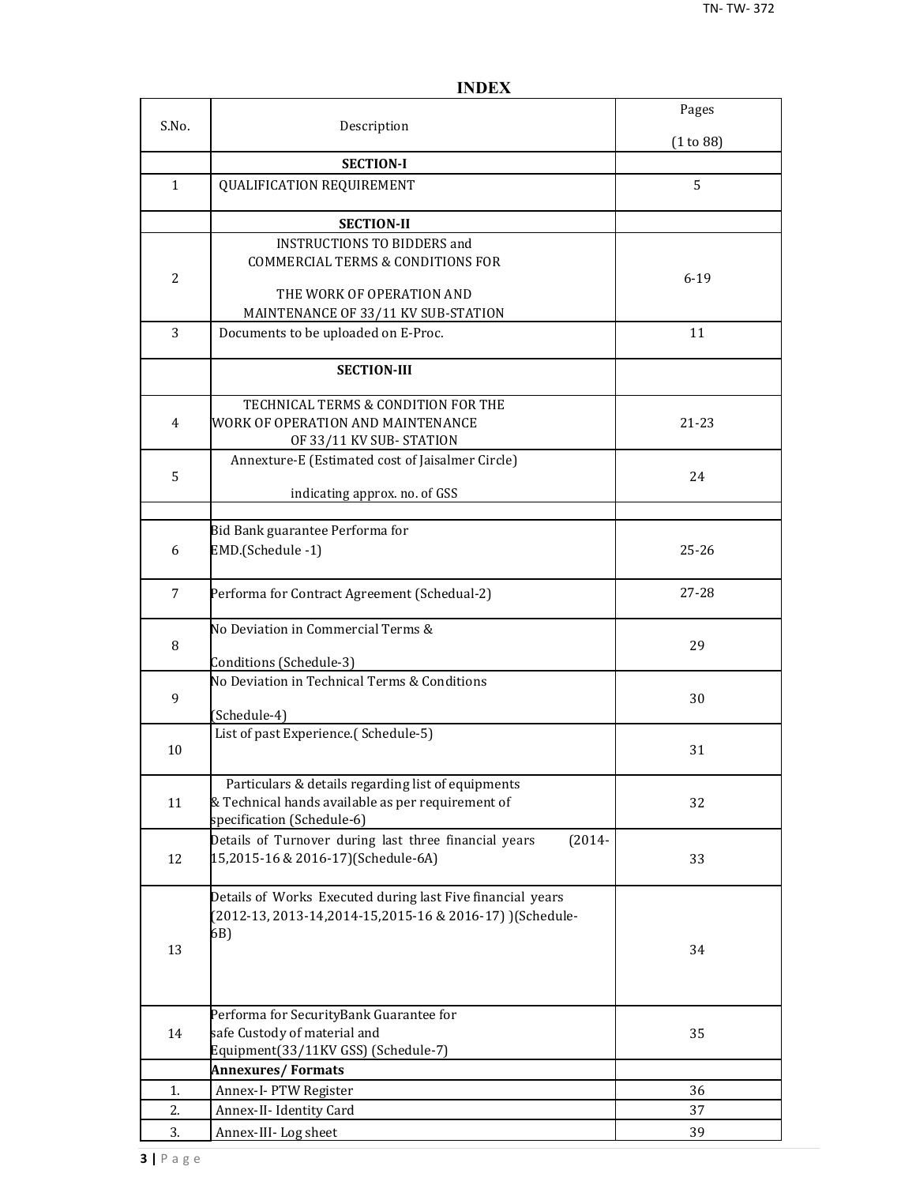# INDEX

| S.No. | Description | Pages (1 to 88) |
|---|---|---|
| | **SECTION-I** | |
| 1 | QUALIFICATION REQUIREMENT | 5 |
| | **SECTION-II** | |
| 2 | INSTRUCTIONS TO BIDDERS and COMMERCIAL TERMS & CONDITIONS FOR THE WORK OF OPERATION AND MAINTENANCE OF 33/11 KV SUB-STATION | 6-19 |
| 3 | Documents to be uploaded on E-Proc. | 11 |
| | **SECTION-III** | |
| 4 | TECHNICAL TERMS & CONDITION FOR THE WORK OF OPERATION AND MAINTENANCE OF 33/11 KV SUB- STATION | 21-23 |
| 5 | Annexture-E (Estimated cost of Jaisalmer Circle) indicating approx. no. of GSS | 24 |
| | | |
| 6 | Bid Bank guarantee Performa for EMD.(Schedule -1) | 25-26 |
| 7 | Performa for Contract Agreement (Schedual-2) | 27-28 |
| 8 | No Deviation in Commercial Terms & Conditions (Schedule-3) | 29 |
| 9 | No Deviation in Technical Terms & Conditions (Schedule-4) | 30 |
| 10 | List of past Experience.( Schedule-5) | 31 |
| 11 | Particulars & details regarding list of equipments & Technical hands available as per requirement of specification (Schedule-6) | 32 |
| 12 | Details of Turnover during last three financial years (2014-15,2015-16 & 2016-17)(Schedule-6A) | 33 |
| 13 | Details of Works Executed during last Five financial years (2012-13, 2013-14,2014-15,2015-16 & 2016-17) )(Schedule-6B) | 34 |
| 14 | Performa for SecurityBank Guarantee for safe Custody of material and Equipment(33/11KV GSS) (Schedule-7) | 35 |
| | **Annexures/ Formats** | |
| 1. | Annex-I- PTW Register | 36 |
| 2. | Annex-II- Identity Card | 37 |
| 3. | Annex-III- Log sheet | 39 |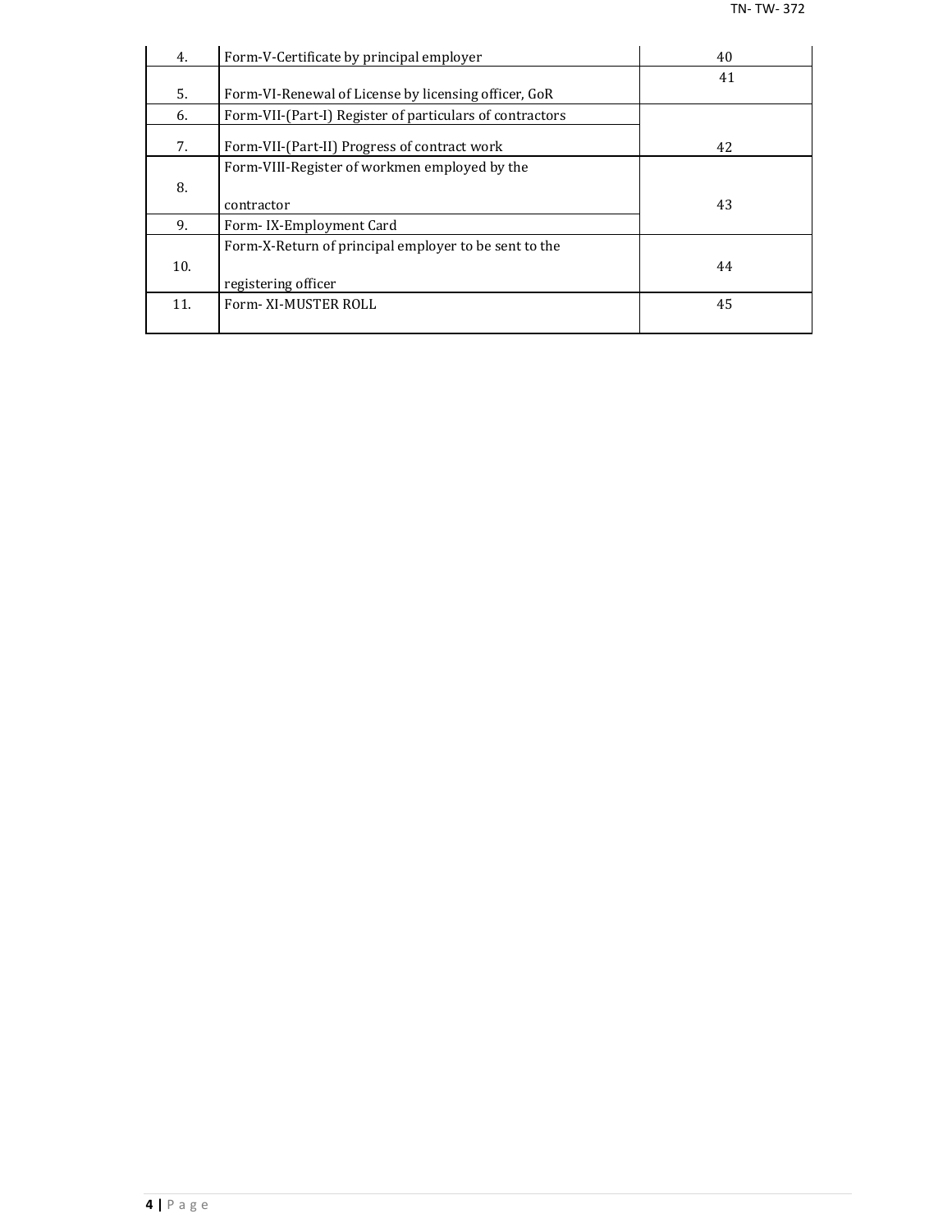| | | |
|---|---|---|
| 4. | Form-V-Certificate by principal employer | 40 |
| 5. | Form-VI-Renewal of License by licensing officer, GoR | 41 |
| 6. | Form-VII-(Part-I) Register of particulars of contractors | |
| 7. | Form-VII-(Part-II) Progress of contract work | 42 |
| 8. | Form-VIII-Register of workmen employed by the contractor | 43 |
| 9. | Form- IX-Employment Card | |
| 10. | Form-X-Return of principal employer to be sent to the registering officer | 44 |
| 11. | Form- XI-MUSTER ROLL | 45 |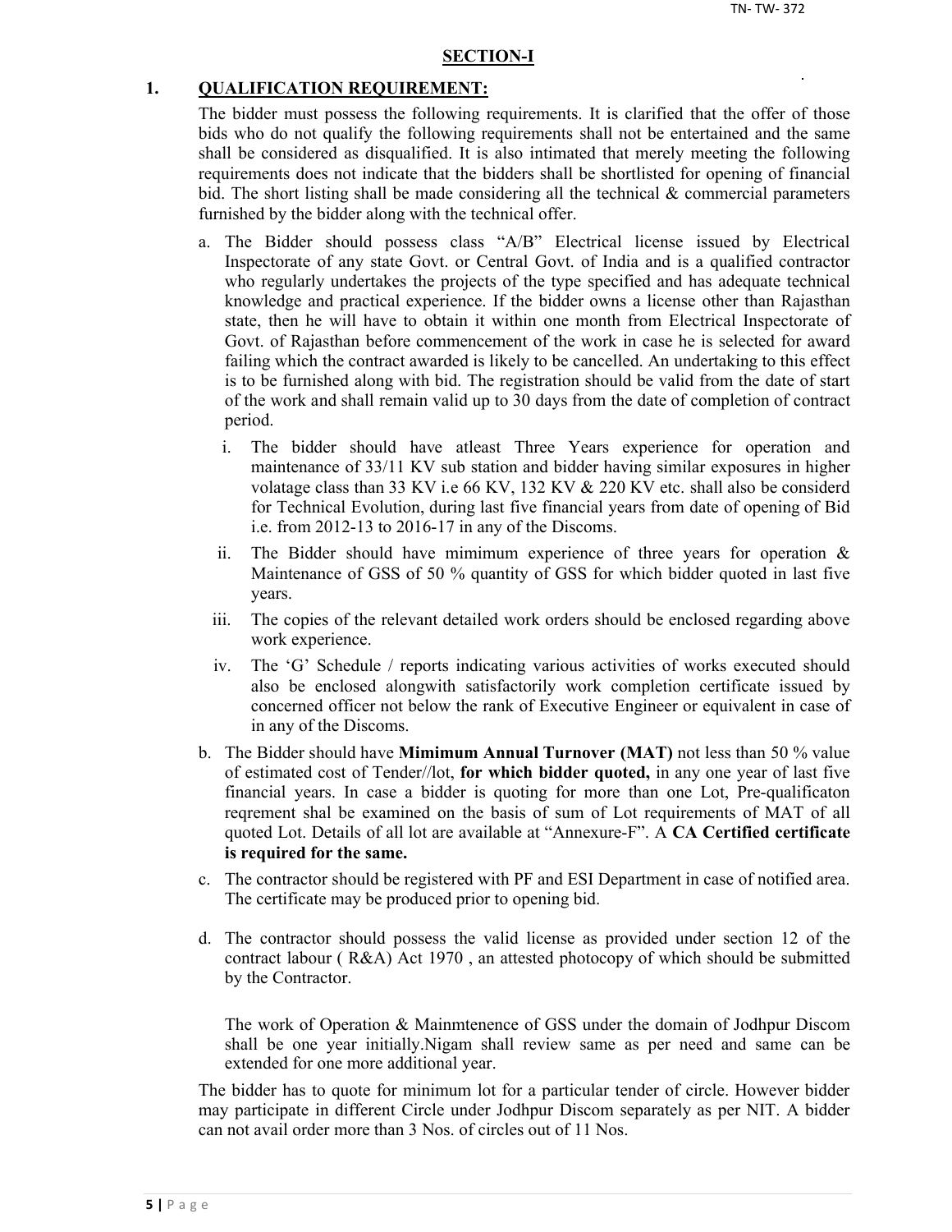## SECTION-I

### 1. QUALIFICATION REQUIREMENT:

The bidder must possess the following requirements. It is clarified that the offer of those bids who do not qualify the following requirements shall not be entertained and the same shall be considered as disqualified. It is also intimated that merely meeting the following requirements does not indicate that the bidders shall be shortlisted for opening of financial bid. The short listing shall be made considering all the technical & commercial parameters furnished by the bidder along with the technical offer.

a. The Bidder should possess class "A/B" Electrical license issued by Electrical Inspectorate of any state Govt. or Central Govt. of India and is a qualified contractor who regularly undertakes the projects of the type specified and has adequate technical knowledge and practical experience. If the bidder owns a license other than Rajasthan state, then he will have to obtain it within one month from Electrical Inspectorate of Govt. of Rajasthan before commencement of the work in case he is selected for award failing which the contract awarded is likely to be cancelled. An undertaking to this effect is to be furnished along with bid. The registration should be valid from the date of start of the work and shall remain valid up to 30 days from the date of completion of contract period.

   i. The bidder should have atleast Three Years experience for operation and maintenance of 33/11 KV sub station and bidder having similar exposures in higher volatage class than 33 KV i.e 66 KV, 132 KV & 220 KV etc. shall also be considerd for Technical Evolution, during last five financial years from date of opening of Bid i.e. from 2012-13 to 2016-17 in any of the Discoms.

   ii. The Bidder should have mimimum experience of three years for operation & Maintenance of GSS of 50 % quantity of GSS for which bidder quoted in last five years.

   iii. The copies of the relevant detailed work orders should be enclosed regarding above work experience.

   iv. The 'G' Schedule / reports indicating various activities of works executed should also be enclosed alongwith satisfactorily work completion certificate issued by concerned officer not below the rank of Executive Engineer or equivalent in case of in any of the Discoms.

b. The Bidder should have **Mimimum Annual Turnover (MAT)** not less than 50 % value of estimated cost of Tender//lot, **for which bidder quoted,** in any one year of last five financial years. In case a bidder is quoting for more than one Lot, Pre-qualificaton reqrement shal be examined on the basis of sum of Lot requirements of MAT of all quoted Lot. Details of all lot are available at "Annexure-F". A **CA Certified certificate is required for the same.**

c. The contractor should be registered with PF and ESI Department in case of notified area. The certificate may be produced prior to opening bid.

d. The contractor should possess the valid license as provided under section 12 of the contract labour ( R&A) Act 1970 , an attested photocopy of which should be submitted by the Contractor.

   The work of Operation & Mainmtenence of GSS under the domain of Jodhpur Discom shall be one year initially.Nigam shall review same as per need and same can be extended for one more additional year.

The bidder has to quote for minimum lot for a particular tender of circle. However bidder may participate in different Circle under Jodhpur Discom separately as per NIT. A bidder can not avail order more than 3 Nos. of circles out of 11 Nos.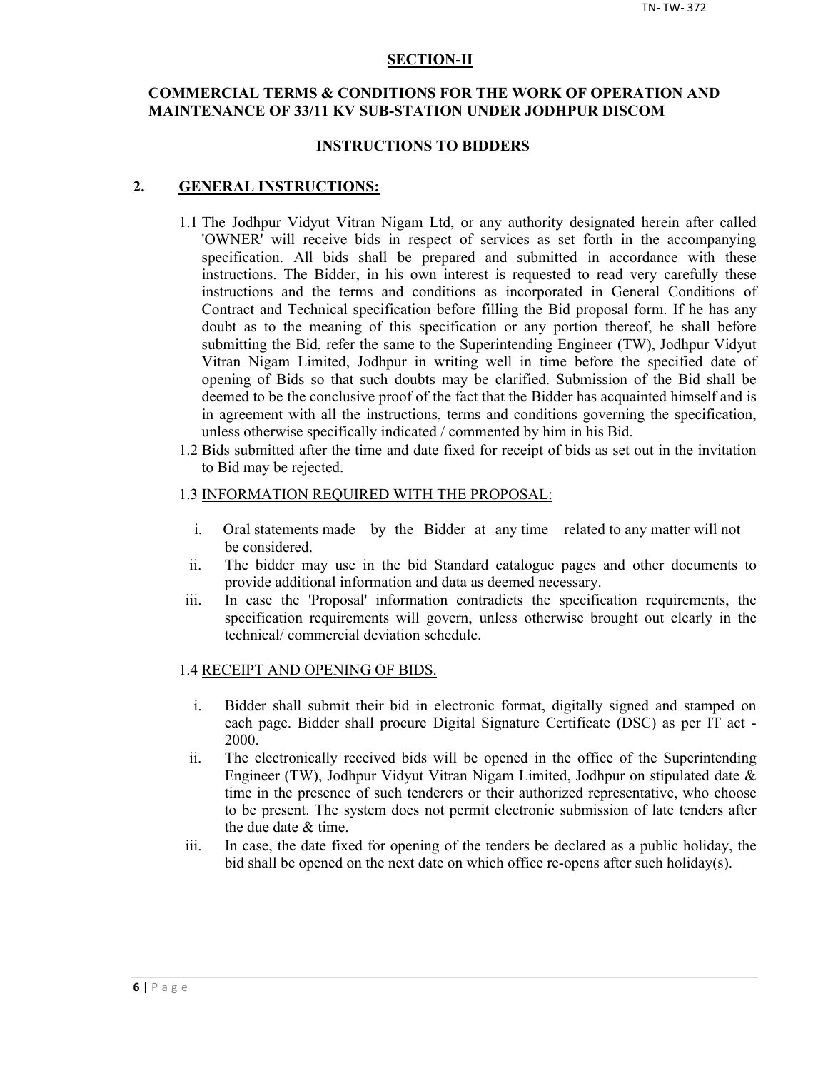## SECTION-II

### COMMERCIAL TERMS & CONDITIONS FOR THE WORK OF OPERATION AND MAINTENANCE OF 33/11 KV SUB-STATION UNDER JODHPUR DISCOM

### INSTRUCTIONS TO BIDDERS

## 2. GENERAL INSTRUCTIONS:

1.1 The Jodhpur Vidyut Vitran Nigam Ltd, or any authority designated herein after called 'OWNER' will receive bids in respect of services as set forth in the accompanying specification. All bids shall be prepared and submitted in accordance with these instructions. The Bidder, in his own interest is requested to read very carefully these instructions and the terms and conditions as incorporated in General Conditions of Contract and Technical specification before filling the Bid proposal form. If he has any doubt as to the meaning of this specification or any portion thereof, he shall before submitting the Bid, refer the same to the Superintending Engineer (TW), Jodhpur Vidyut Vitran Nigam Limited, Jodhpur in writing well in time before the specified date of opening of Bids so that such doubts may be clarified. Submission of the Bid shall be deemed to be the conclusive proof of the fact that the Bidder has acquainted himself and is in agreement with all the instructions, terms and conditions governing the specification, unless otherwise specifically indicated / commented by him in his Bid.

1.2 Bids submitted after the time and date fixed for receipt of bids as set out in the invitation to Bid may be rejected.

1.3 INFORMATION REQUIRED WITH THE PROPOSAL:

- i. Oral statements made by the Bidder at any time related to any matter will not be considered.
- ii. The bidder may use in the bid Standard catalogue pages and other documents to provide additional information and data as deemed necessary.
- iii. In case the 'Proposal' information contradicts the specification requirements, the specification requirements will govern, unless otherwise brought out clearly in the technical/ commercial deviation schedule.

1.4 RECEIPT AND OPENING OF BIDS.

- i. Bidder shall submit their bid in electronic format, digitally signed and stamped on each page. Bidder shall procure Digital Signature Certificate (DSC) as per IT act - 2000.
- ii. The electronically received bids will be opened in the office of the Superintending Engineer (TW), Jodhpur Vidyut Vitran Nigam Limited, Jodhpur on stipulated date & time in the presence of such tenderers or their authorized representative, who choose to be present. The system does not permit electronic submission of late tenders after the due date & time.
- iii. In case, the date fixed for opening of the tenders be declared as a public holiday, the bid shall be opened on the next date on which office re-opens after such holiday(s).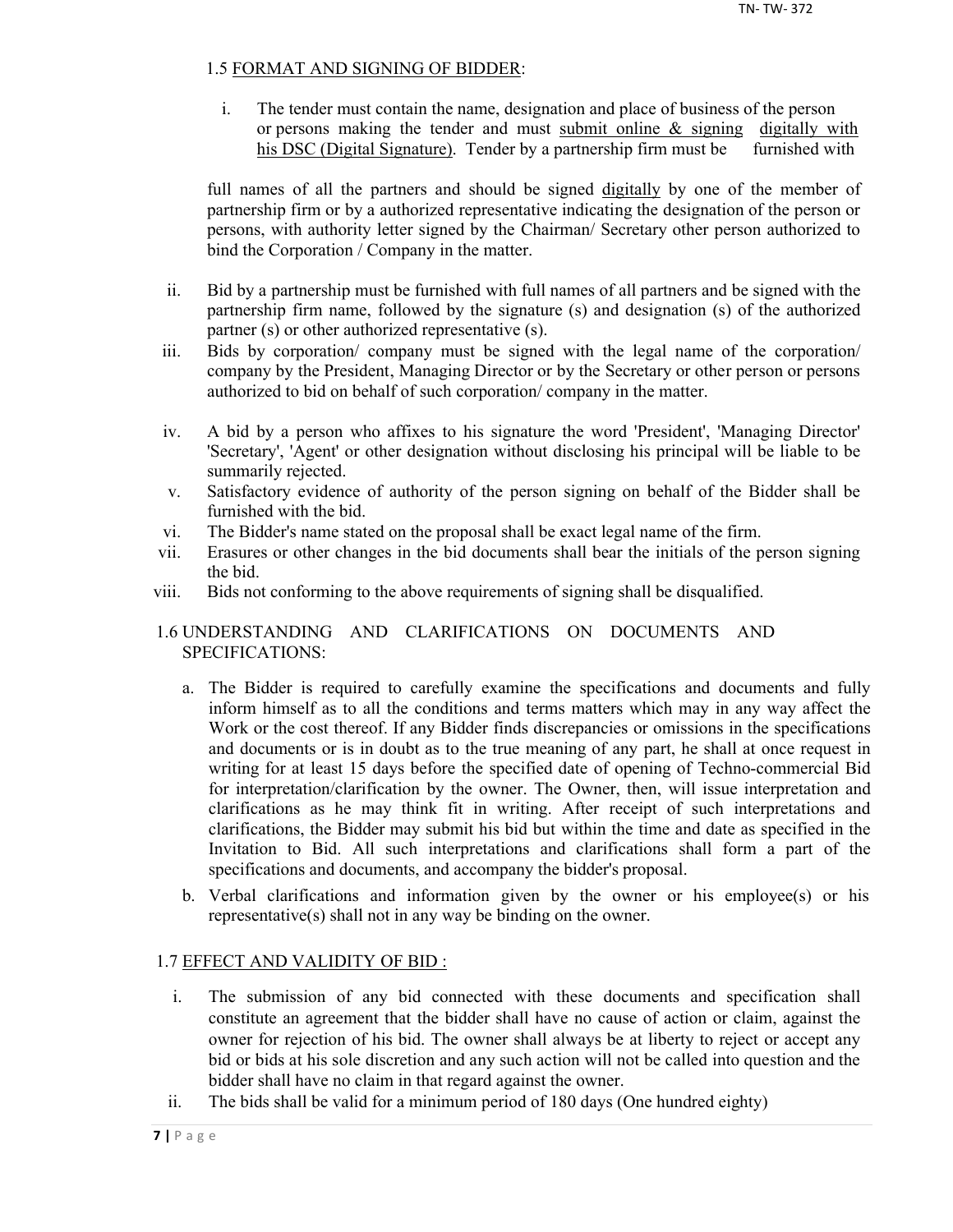1.5 <u>FORMAT AND SIGNING OF BIDDER</u>:

i. The tender must contain the name, designation and place of business of the person or persons making the tender and must <u>submit online & signing digitally with his DSC (Digital Signature)</u>. Tender by a partnership firm must be furnished with

full names of all the partners and should be signed <u>digitally</u> by one of the member of partnership firm or by a authorized representative indicating the designation of the person or persons, with authority letter signed by the Chairman/ Secretary other person authorized to bind the Corporation / Company in the matter.

ii. Bid by a partnership must be furnished with full names of all partners and be signed with the partnership firm name, followed by the signature (s) and designation (s) of the authorized partner (s) or other authorized representative (s).
iii. Bids by corporation/ company must be signed with the legal name of the corporation/ company by the President, Managing Director or by the Secretary or other person or persons authorized to bid on behalf of such corporation/ company in the matter.
iv. A bid by a person who affixes to his signature the word 'President', 'Managing Director' 'Secretary', 'Agent' or other designation without disclosing his principal will be liable to be summarily rejected.
v. Satisfactory evidence of authority of the person signing on behalf of the Bidder shall be furnished with the bid.
vi. The Bidder's name stated on the proposal shall be exact legal name of the firm.
vii. Erasures or other changes in the bid documents shall bear the initials of the person signing the bid.
viii. Bids not conforming to the above requirements of signing shall be disqualified.

1.6 UNDERSTANDING AND CLARIFICATIONS ON DOCUMENTS AND SPECIFICATIONS:

a. The Bidder is required to carefully examine the specifications and documents and fully inform himself as to all the conditions and terms matters which may in any way affect the Work or the cost thereof. If any Bidder finds discrepancies or omissions in the specifications and documents or is in doubt as to the true meaning of any part, he shall at once request in writing for at least 15 days before the specified date of opening of Techno-commercial Bid for interpretation/clarification by the owner. The Owner, then, will issue interpretation and clarifications as he may think fit in writing. After receipt of such interpretations and clarifications, the Bidder may submit his bid but within the time and date as specified in the Invitation to Bid. All such interpretations and clarifications shall form a part of the specifications and documents, and accompany the bidder's proposal.
b. Verbal clarifications and information given by the owner or his employee(s) or his representative(s) shall not in any way be binding on the owner.

1.7 <u>EFFECT AND VALIDITY OF BID :</u>

i. The submission of any bid connected with these documents and specification shall constitute an agreement that the bidder shall have no cause of action or claim, against the owner for rejection of his bid. The owner shall always be at liberty to reject or accept any bid or bids at his sole discretion and any such action will not be called into question and the bidder shall have no claim in that regard against the owner.
ii. The bids shall be valid for a minimum period of 180 days (One hundred eighty)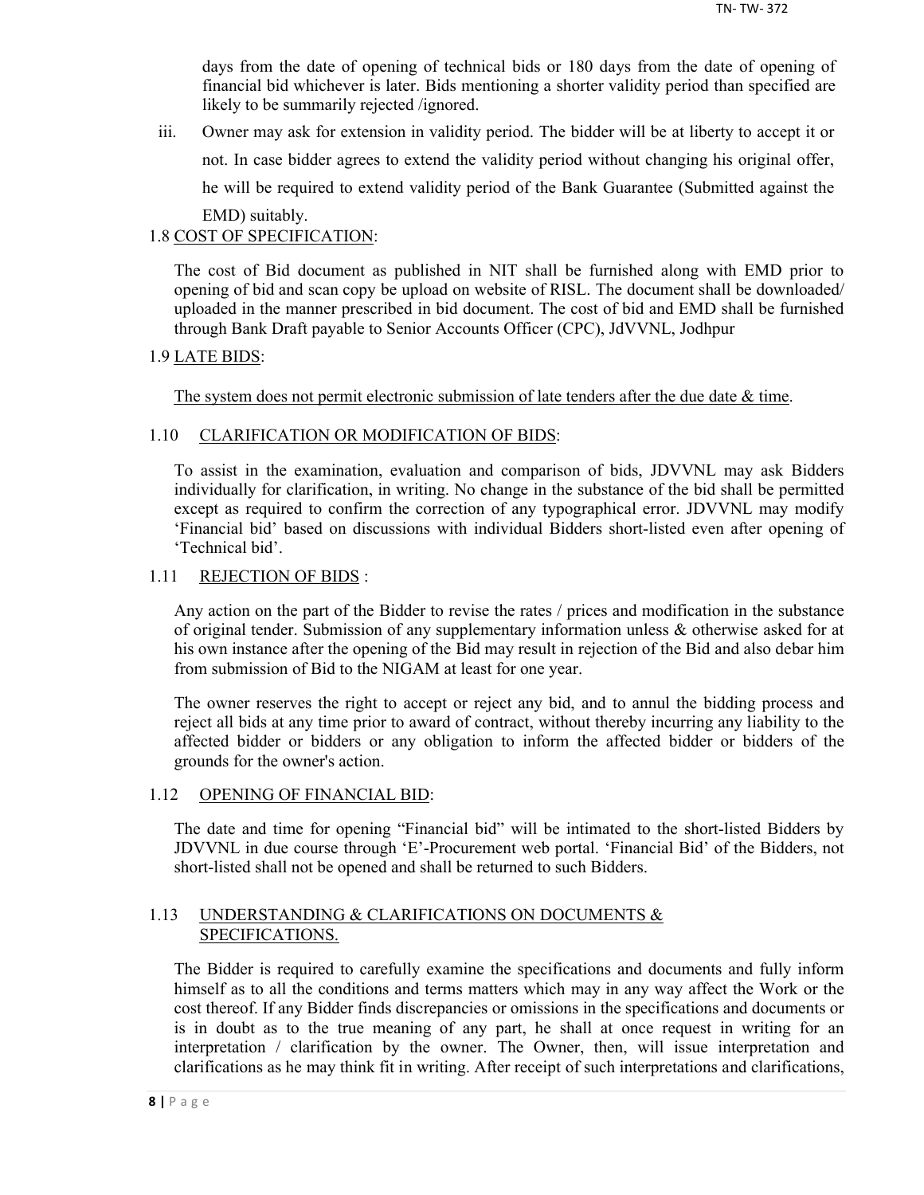days from the date of opening of technical bids or 180 days from the date of opening of financial bid whichever is later. Bids mentioning a shorter validity period than specified are likely to be summarily rejected /ignored.

iii. Owner may ask for extension in validity period. The bidder will be at liberty to accept it or not. In case bidder agrees to extend the validity period without changing his original offer, he will be required to extend validity period of the Bank Guarantee (Submitted against the EMD) suitably.

1.8 <u>COST OF SPECIFICATION</u>:

The cost of Bid document as published in NIT shall be furnished along with EMD prior to opening of bid and scan copy be upload on website of RISL. The document shall be downloaded/ uploaded in the manner prescribed in bid document. The cost of bid and EMD shall be furnished through Bank Draft payable to Senior Accounts Officer (CPC), JdVVNL, Jodhpur

1.9 <u>LATE BIDS</u>:

<u>The system does not permit electronic submission of late tenders after the due date & time</u>.

1.10 <u>CLARIFICATION OR MODIFICATION OF BIDS</u>:

To assist in the examination, evaluation and comparison of bids, JDVVNL may ask Bidders individually for clarification, in writing. No change in the substance of the bid shall be permitted except as required to confirm the correction of any typographical error. JDVVNL may modify 'Financial bid' based on discussions with individual Bidders short-listed even after opening of 'Technical bid'.

1.11 <u>REJECTION OF BIDS</u> :

Any action on the part of the Bidder to revise the rates / prices and modification in the substance of original tender. Submission of any supplementary information unless & otherwise asked for at his own instance after the opening of the Bid may result in rejection of the Bid and also debar him from submission of Bid to the NIGAM at least for one year.

The owner reserves the right to accept or reject any bid, and to annul the bidding process and reject all bids at any time prior to award of contract, without thereby incurring any liability to the affected bidder or bidders or any obligation to inform the affected bidder or bidders of the grounds for the owner's action.

1.12 <u>OPENING OF FINANCIAL BID</u>:

The date and time for opening "Financial bid" will be intimated to the short-listed Bidders by JDVVNL in due course through 'E'-Procurement web portal. 'Financial Bid' of the Bidders, not short-listed shall not be opened and shall be returned to such Bidders.

1.13 <u>UNDERSTANDING & CLARIFICATIONS ON DOCUMENTS & SPECIFICATIONS.</u>

The Bidder is required to carefully examine the specifications and documents and fully inform himself as to all the conditions and terms matters which may in any way affect the Work or the cost thereof. If any Bidder finds discrepancies or omissions in the specifications and documents or is in doubt as to the true meaning of any part, he shall at once request in writing for an interpretation / clarification by the owner. The Owner, then, will issue interpretation and clarifications as he may think fit in writing. After receipt of such interpretations and clarifications,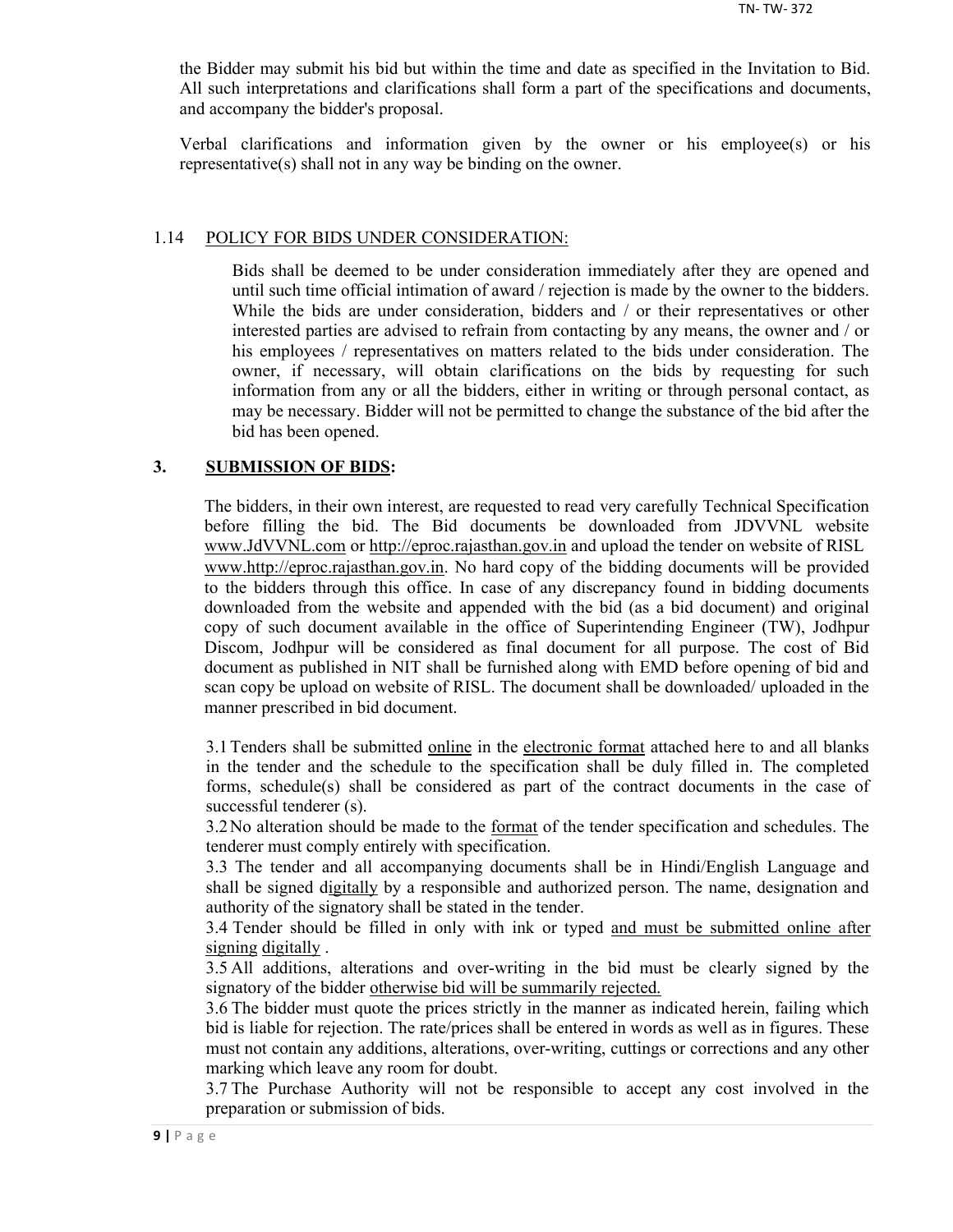the Bidder may submit his bid but within the time and date as specified in the Invitation to Bid. All such interpretations and clarifications shall form a part of the specifications and documents, and accompany the bidder's proposal.

Verbal clarifications and information given by the owner or his employee(s) or his representative(s) shall not in any way be binding on the owner.

1.14 POLICY FOR BIDS UNDER CONSIDERATION:

Bids shall be deemed to be under consideration immediately after they are opened and until such time official intimation of award / rejection is made by the owner to the bidders. While the bids are under consideration, bidders and / or their representatives or other interested parties are advised to refrain from contacting by any means, the owner and / or his employees / representatives on matters related to the bids under consideration. The owner, if necessary, will obtain clarifications on the bids by requesting for such information from any or all the bidders, either in writing or through personal contact, as may be necessary. Bidder will not be permitted to change the substance of the bid after the bid has been opened.

## 3. SUBMISSION OF BIDS:

The bidders, in their own interest, are requested to read very carefully Technical Specification before filling the bid. The Bid documents be downloaded from JDVVNL website www.JdVVNL.com or http://eproc.rajasthan.gov.in and upload the tender on website of RISL www.http://eproc.rajasthan.gov.in. No hard copy of the bidding documents will be provided to the bidders through this office. In case of any discrepancy found in bidding documents downloaded from the website and appended with the bid (as a bid document) and original copy of such document available in the office of Superintending Engineer (TW), Jodhpur Discom, Jodhpur will be considered as final document for all purpose. The cost of Bid document as published in NIT shall be furnished along with EMD before opening of bid and scan copy be upload on website of RISL. The document shall be downloaded/ uploaded in the manner prescribed in bid document.

3.1 Tenders shall be submitted online in the electronic format attached here to and all blanks in the tender and the schedule to the specification shall be duly filled in. The completed forms, schedule(s) shall be considered as part of the contract documents in the case of successful tenderer (s).

3.2 No alteration should be made to the format of the tender specification and schedules. The tenderer must comply entirely with specification.

3.3 The tender and all accompanying documents shall be in Hindi/English Language and shall be signed digitally by a responsible and authorized person. The name, designation and authority of the signatory shall be stated in the tender.

3.4 Tender should be filled in only with ink or typed and must be submitted online after signing digitally .

3.5 All additions, alterations and over-writing in the bid must be clearly signed by the signatory of the bidder otherwise bid will be summarily rejected.

3.6 The bidder must quote the prices strictly in the manner as indicated herein, failing which bid is liable for rejection. The rate/prices shall be entered in words as well as in figures. These must not contain any additions, alterations, over-writing, cuttings or corrections and any other marking which leave any room for doubt.

3.7 The Purchase Authority will not be responsible to accept any cost involved in the preparation or submission of bids.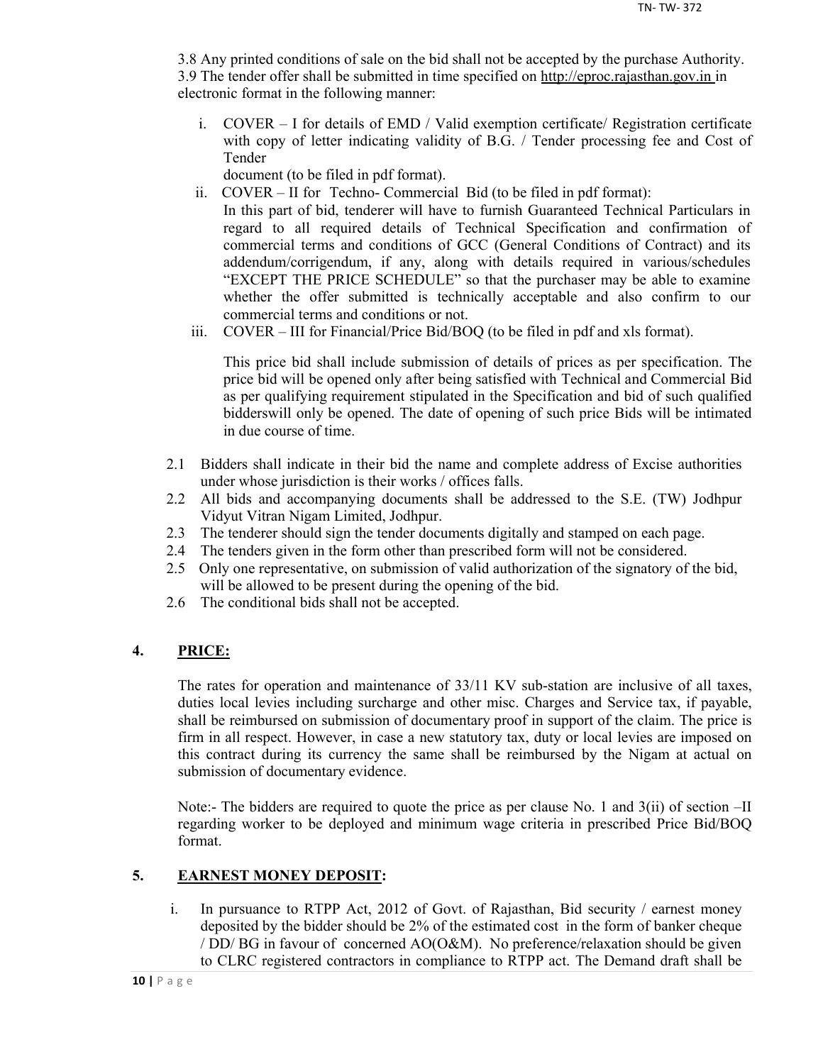3.8 Any printed conditions of sale on the bid shall not be accepted by the purchase Authority.
3.9 The tender offer shall be submitted in time specified on http://eproc.rajasthan.gov.in in electronic format in the following manner:

i. COVER – I for details of EMD / Valid exemption certificate/ Registration certificate with copy of letter indicating validity of B.G. / Tender processing fee and Cost of Tender
document (to be filed in pdf format).

ii. COVER – II for Techno- Commercial Bid (to be filed in pdf format):
In this part of bid, tenderer will have to furnish Guaranteed Technical Particulars in regard to all required details of Technical Specification and confirmation of commercial terms and conditions of GCC (General Conditions of Contract) and its addendum/corrigendum, if any, along with details required in various/schedules "EXCEPT THE PRICE SCHEDULE" so that the purchaser may be able to examine whether the offer submitted is technically acceptable and also confirm to our commercial terms and conditions or not.

iii. COVER – III for Financial/Price Bid/BOQ (to be filed in pdf and xls format).

This price bid shall include submission of details of prices as per specification. The price bid will be opened only after being satisfied with Technical and Commercial Bid as per qualifying requirement stipulated in the Specification and bid of such qualified bidderswill only be opened. The date of opening of such price Bids will be intimated in due course of time.

2.1 Bidders shall indicate in their bid the name and complete address of Excise authorities under whose jurisdiction is their works / offices falls.
2.2 All bids and accompanying documents shall be addressed to the S.E. (TW) Jodhpur Vidyut Vitran Nigam Limited, Jodhpur.
2.3 The tenderer should sign the tender documents digitally and stamped on each page.
2.4 The tenders given in the form other than prescribed form will not be considered.
2.5 Only one representative, on submission of valid authorization of the signatory of the bid, will be allowed to be present during the opening of the bid.
2.6 The conditional bids shall not be accepted.

## 4. PRICE:

The rates for operation and maintenance of 33/11 KV sub-station are inclusive of all taxes, duties local levies including surcharge and other misc. Charges and Service tax, if payable, shall be reimbursed on submission of documentary proof in support of the claim. The price is firm in all respect. However, in case a new statutory tax, duty or local levies are imposed on this contract during its currency the same shall be reimbursed by the Nigam at actual on submission of documentary evidence.

Note:- The bidders are required to quote the price as per clause No. 1 and 3(ii) of section –II regarding worker to be deployed and minimum wage criteria in prescribed Price Bid/BOQ format.

## 5. EARNEST MONEY DEPOSIT:

i. In pursuance to RTPP Act, 2012 of Govt. of Rajasthan, Bid security / earnest money deposited by the bidder should be 2% of the estimated cost in the form of banker cheque / DD/ BG in favour of concerned AO(O&M). No preference/relaxation should be given to CLRC registered contractors in compliance to RTPP act. The Demand draft shall be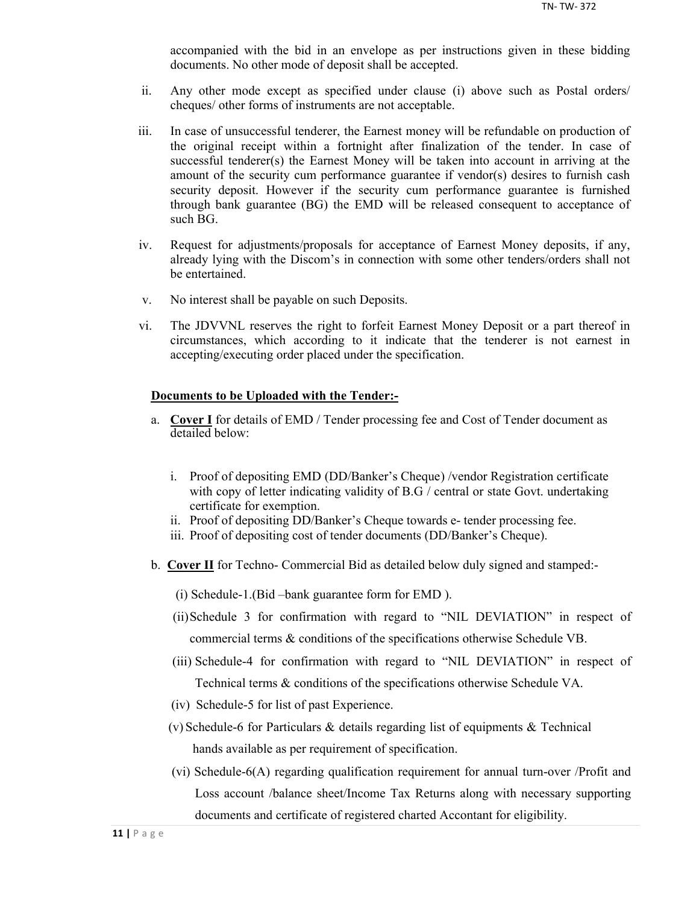accompanied with the bid in an envelope as per instructions given in these bidding documents. No other mode of deposit shall be accepted.

ii. Any other mode except as specified under clause (i) above such as Postal orders/ cheques/ other forms of instruments are not acceptable.

iii. In case of unsuccessful tenderer, the Earnest money will be refundable on production of the original receipt within a fortnight after finalization of the tender. In case of successful tenderer(s) the Earnest Money will be taken into account in arriving at the amount of the security cum performance guarantee if vendor(s) desires to furnish cash security deposit. However if the security cum performance guarantee is furnished through bank guarantee (BG) the EMD will be released consequent to acceptance of such BG.

iv. Request for adjustments/proposals for acceptance of Earnest Money deposits, if any, already lying with the Discom's in connection with some other tenders/orders shall not be entertained.

v. No interest shall be payable on such Deposits.

vi. The JDVVNL reserves the right to forfeit Earnest Money Deposit or a part thereof in circumstances, which according to it indicate that the tenderer is not earnest in accepting/executing order placed under the specification.

**Documents to be Uploaded with the Tender:-**

a. **Cover I** for details of EMD / Tender processing fee and Cost of Tender document as detailed below:

   i. Proof of depositing EMD (DD/Banker's Cheque) /vendor Registration certificate with copy of letter indicating validity of B.G / central or state Govt. undertaking certificate for exemption.
   ii. Proof of depositing DD/Banker's Cheque towards e- tender processing fee.
   iii. Proof of depositing cost of tender documents (DD/Banker's Cheque).

b. **Cover II** for Techno- Commercial Bid as detailed below duly signed and stamped:-

   (i) Schedule-1.(Bid –bank guarantee form for EMD ).

   (ii) Schedule 3 for confirmation with regard to "NIL DEVIATION" in respect of commercial terms & conditions of the specifications otherwise Schedule VB.

   (iii) Schedule-4 for confirmation with regard to "NIL DEVIATION" in respect of Technical terms & conditions of the specifications otherwise Schedule VA.

   (iv) Schedule-5 for list of past Experience.

   (v) Schedule-6 for Particulars & details regarding list of equipments & Technical hands available as per requirement of specification.

   (vi) Schedule-6(A) regarding qualification requirement for annual turn-over /Profit and Loss account /balance sheet/Income Tax Returns along with necessary supporting documents and certificate of registered charted Accontant for eligibility.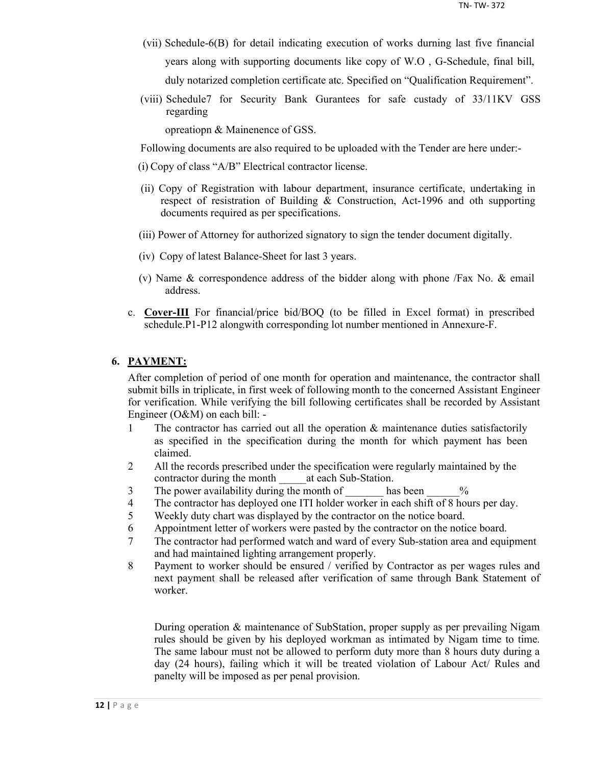(vii) Schedule-6(B) for detail indicating execution of works durning last five financial years along with supporting documents like copy of W.O , G-Schedule, final bill, duly notarized completion certificate atc. Specified on "Qualification Requirement".

(viii) Schedule7 for Security Bank Gurantees for safe custady of 33/11KV GSS regarding opreatiopn & Mainenence of GSS.

Following documents are also required to be uploaded with the Tender are here under:-

(i) Copy of class "A/B" Electrical contractor license.

(ii) Copy of Registration with labour department, insurance certificate, undertaking in respect of resistration of Building & Construction, Act-1996 and oth supporting documents required as per specifications.

(iii) Power of Attorney for authorized signatory to sign the tender document digitally.

(iv) Copy of latest Balance-Sheet for last 3 years.

(v) Name & correspondence address of the bidder along with phone /Fax No. & email address.

c. **Cover-III** For financial/price bid/BOQ (to be filled in Excel format) in prescribed schedule.P1-P12 alongwith corresponding lot number mentioned in Annexure-F.

## 6. PAYMENT:

After completion of period of one month for operation and maintenance, the contractor shall submit bills in triplicate, in first week of following month to the concerned Assistant Engineer for verification. While verifying the bill following certificates shall be recorded by Assistant Engineer (O&M) on each bill: -

1. The contractor has carried out all the operation & maintenance duties satisfactorily as specified in the specification during the month for which payment has been claimed.
2. All the records prescribed under the specification were regularly maintained by the contractor during the month _____at each Sub-Station.
3. The power availability during the month of _______ has been ______%
4. The contractor has deployed one ITI holder worker in each shift of 8 hours per day.
5. Weekly duty chart was displayed by the contractor on the notice board.
6. Appointment letter of workers were pasted by the contractor on the notice board.
7. The contractor had performed watch and ward of every Sub-station area and equipment and had maintained lighting arrangement properly.
8. Payment to worker should be ensured / verified by Contractor as per wages rules and next payment shall be released after verification of same through Bank Statement of worker.

During operation & maintenance of SubStation, proper supply as per prevailing Nigam rules should be given by his deployed workman as intimated by Nigam time to time. The same labour must not be allowed to perform duty more than 8 hours duty during a day (24 hours), failing which it will be treated violation of Labour Act/ Rules and panelty will be imposed as per penal provision.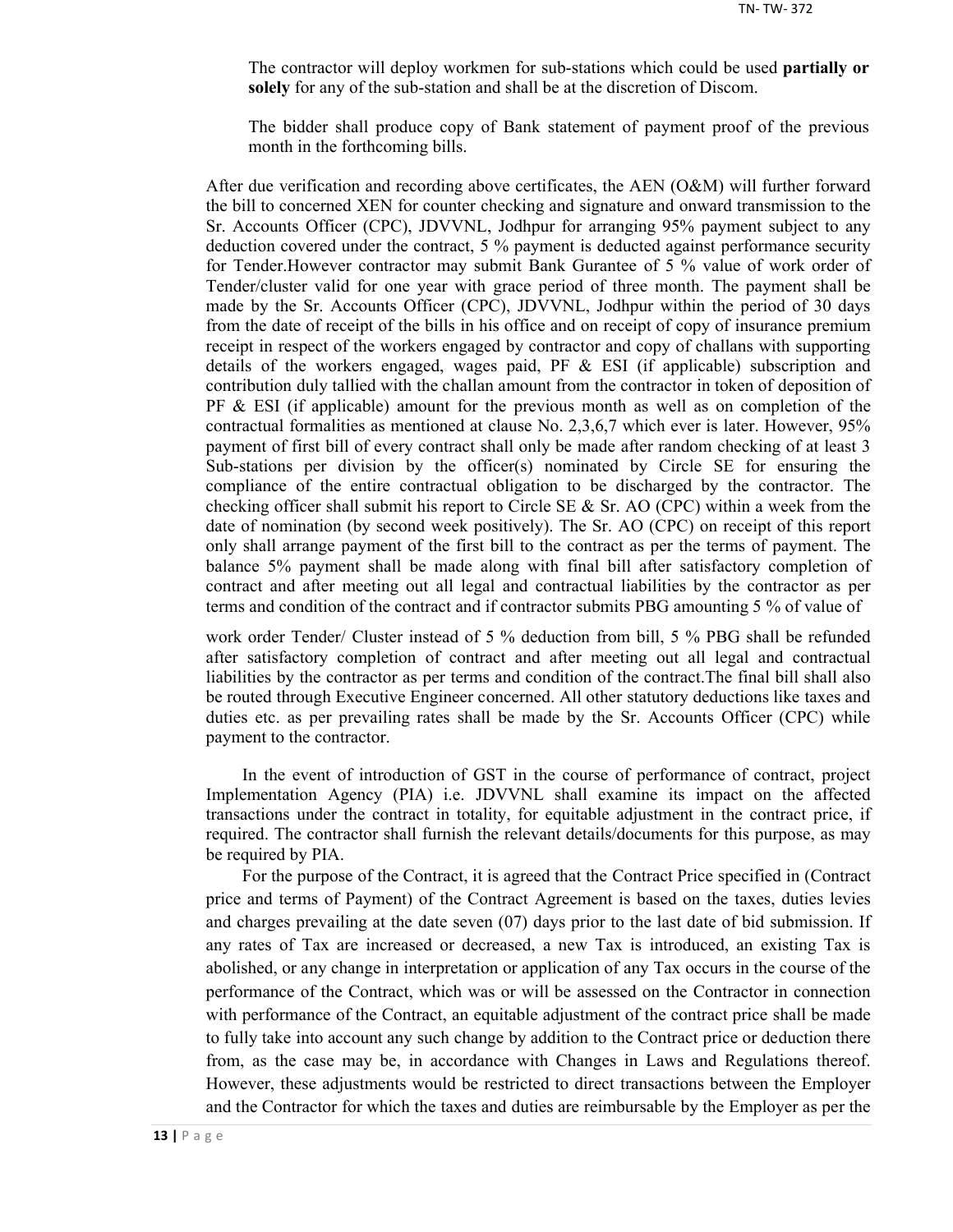The contractor will deploy workmen for sub-stations which could be used **partially or solely** for any of the sub-station and shall be at the discretion of Discom.

The bidder shall produce copy of Bank statement of payment proof of the previous month in the forthcoming bills.

After due verification and recording above certificates, the AEN (O&M) will further forward the bill to concerned XEN for counter checking and signature and onward transmission to the Sr. Accounts Officer (CPC), JDVVNL, Jodhpur for arranging 95% payment subject to any deduction covered under the contract, 5 % payment is deducted against performance security for Tender.However contractor may submit Bank Gurantee of 5 % value of work order of Tender/cluster valid for one year with grace period of three month. The payment shall be made by the Sr. Accounts Officer (CPC), JDVVNL, Jodhpur within the period of 30 days from the date of receipt of the bills in his office and on receipt of copy of insurance premium receipt in respect of the workers engaged by contractor and copy of challans with supporting details of the workers engaged, wages paid, PF & ESI (if applicable) subscription and contribution duly tallied with the challan amount from the contractor in token of deposition of PF & ESI (if applicable) amount for the previous month as well as on completion of the contractual formalities as mentioned at clause No. 2,3,6,7 which ever is later. However, 95% payment of first bill of every contract shall only be made after random checking of at least 3 Sub-stations per division by the officer(s) nominated by Circle SE for ensuring the compliance of the entire contractual obligation to be discharged by the contractor. The checking officer shall submit his report to Circle SE & Sr. AO (CPC) within a week from the date of nomination (by second week positively). The Sr. AO (CPC) on receipt of this report only shall arrange payment of the first bill to the contract as per the terms of payment. The balance 5% payment shall be made along with final bill after satisfactory completion of contract and after meeting out all legal and contractual liabilities by the contractor as per terms and condition of the contract and if contractor submits PBG amounting 5 % of value of work order Tender/ Cluster instead of 5 % deduction from bill, 5 % PBG shall be refunded after satisfactory completion of contract and after meeting out all legal and contractual liabilities by the contractor as per terms and condition of the contract.The final bill shall also be routed through Executive Engineer concerned. All other statutory deductions like taxes and duties etc. as per prevailing rates shall be made by the Sr. Accounts Officer (CPC) while payment to the contractor.

In the event of introduction of GST in the course of performance of contract, project Implementation Agency (PIA) i.e. JDVVNL shall examine its impact on the affected transactions under the contract in totality, for equitable adjustment in the contract price, if required. The contractor shall furnish the relevant details/documents for this purpose, as may be required by PIA.

For the purpose of the Contract, it is agreed that the Contract Price specified in (Contract price and terms of Payment) of the Contract Agreement is based on the taxes, duties levies and charges prevailing at the date seven (07) days prior to the last date of bid submission. If any rates of Tax are increased or decreased, a new Tax is introduced, an existing Tax is abolished, or any change in interpretation or application of any Tax occurs in the course of the performance of the Contract, which was or will be assessed on the Contractor in connection with performance of the Contract, an equitable adjustment of the contract price shall be made to fully take into account any such change by addition to the Contract price or deduction there from, as the case may be, in accordance with Changes in Laws and Regulations thereof. However, these adjustments would be restricted to direct transactions between the Employer and the Contractor for which the taxes and duties are reimbursable by the Employer as per the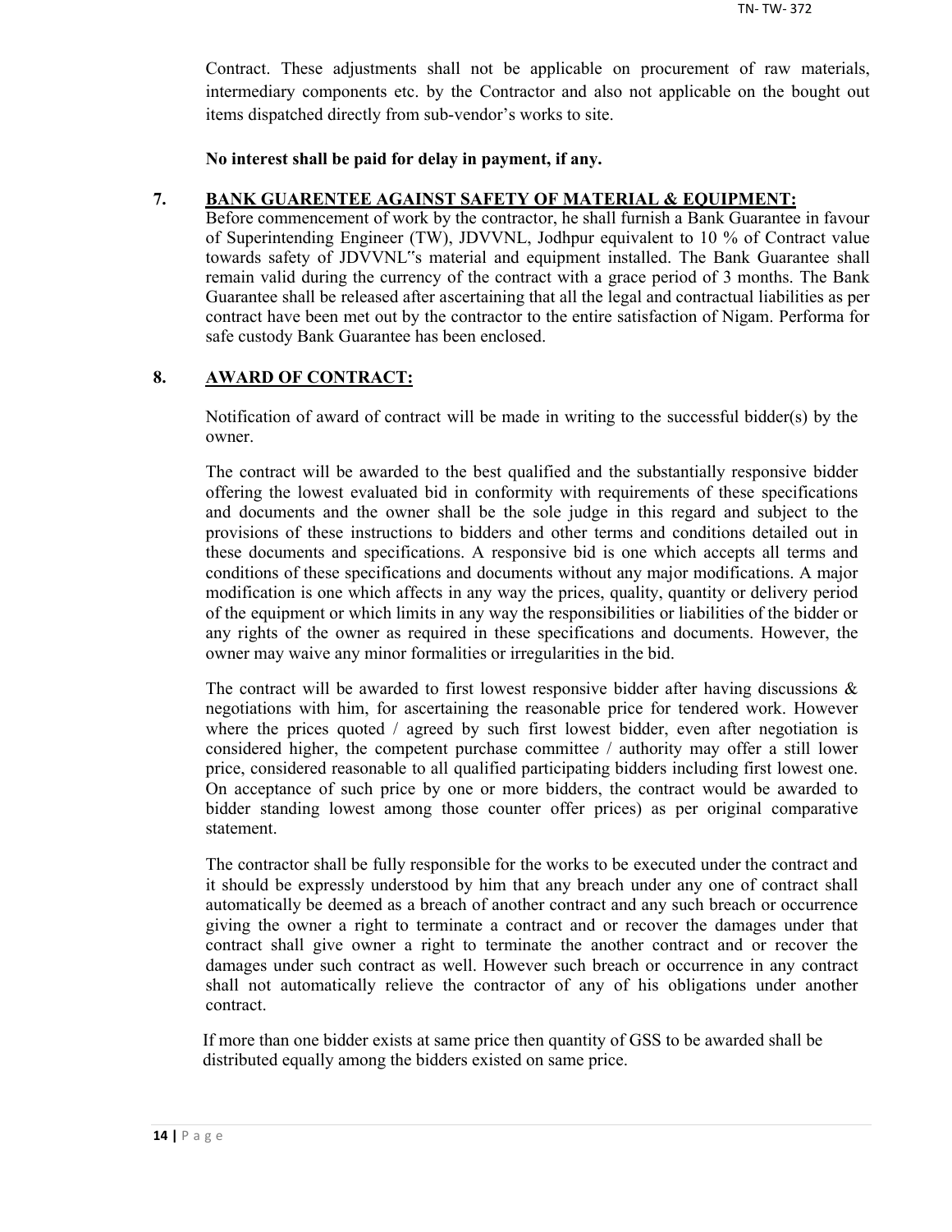Contract. These adjustments shall not be applicable on procurement of raw materials, intermediary components etc. by the Contractor and also not applicable on the bought out items dispatched directly from sub-vendor's works to site.

**No interest shall be paid for delay in payment, if any.**

## 7. BANK GUARENTEE AGAINST SAFETY OF MATERIAL & EQUIPMENT:

Before commencement of work by the contractor, he shall furnish a Bank Guarantee in favour of Superintending Engineer (TW), JDVVNL, Jodhpur equivalent to 10 % of Contract value towards safety of JDVVNL"s material and equipment installed. The Bank Guarantee shall remain valid during the currency of the contract with a grace period of 3 months. The Bank Guarantee shall be released after ascertaining that all the legal and contractual liabilities as per contract have been met out by the contractor to the entire satisfaction of Nigam. Performa for safe custody Bank Guarantee has been enclosed.

## 8. AWARD OF CONTRACT:

Notification of award of contract will be made in writing to the successful bidder(s) by the owner.

The contract will be awarded to the best qualified and the substantially responsive bidder offering the lowest evaluated bid in conformity with requirements of these specifications and documents and the owner shall be the sole judge in this regard and subject to the provisions of these instructions to bidders and other terms and conditions detailed out in these documents and specifications. A responsive bid is one which accepts all terms and conditions of these specifications and documents without any major modifications. A major modification is one which affects in any way the prices, quality, quantity or delivery period of the equipment or which limits in any way the responsibilities or liabilities of the bidder or any rights of the owner as required in these specifications and documents. However, the owner may waive any minor formalities or irregularities in the bid.

The contract will be awarded to first lowest responsive bidder after having discussions & negotiations with him, for ascertaining the reasonable price for tendered work. However where the prices quoted / agreed by such first lowest bidder, even after negotiation is considered higher, the competent purchase committee / authority may offer a still lower price, considered reasonable to all qualified participating bidders including first lowest one. On acceptance of such price by one or more bidders, the contract would be awarded to bidder standing lowest among those counter offer prices) as per original comparative statement.

The contractor shall be fully responsible for the works to be executed under the contract and it should be expressly understood by him that any breach under any one of contract shall automatically be deemed as a breach of another contract and any such breach or occurrence giving the owner a right to terminate a contract and or recover the damages under that contract shall give owner a right to terminate the another contract and or recover the damages under such contract as well. However such breach or occurrence in any contract shall not automatically relieve the contractor of any of his obligations under another contract.

If more than one bidder exists at same price then quantity of GSS to be awarded shall be distributed equally among the bidders existed on same price.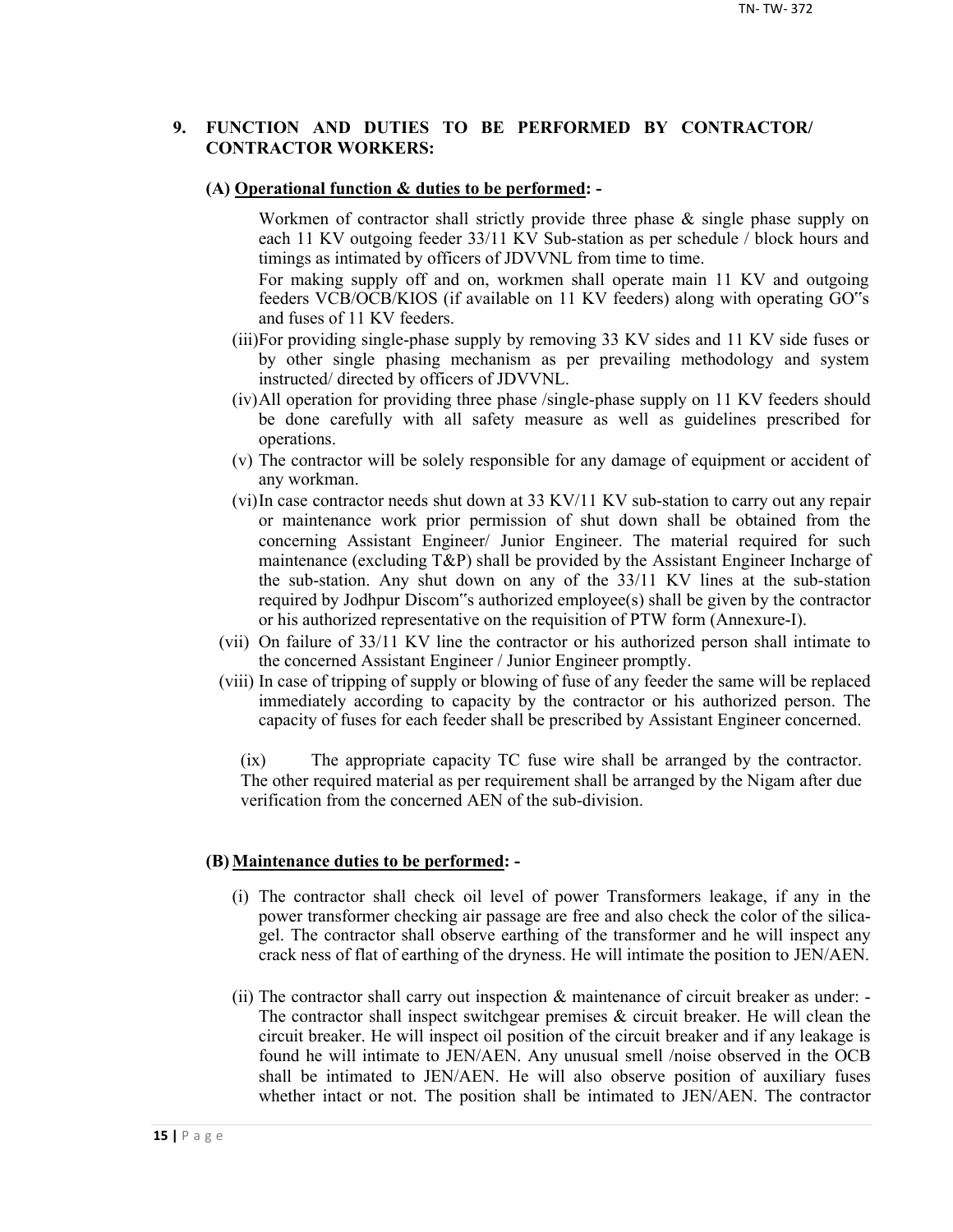## 9. FUNCTION AND DUTIES TO BE PERFORMED BY CONTRACTOR/ CONTRACTOR WORKERS:

### (A) Operational function & duties to be performed: -

Workmen of contractor shall strictly provide three phase & single phase supply on each 11 KV outgoing feeder 33/11 KV Sub-station as per schedule / block hours and timings as intimated by officers of JDVVNL from time to time.

For making supply off and on, workmen shall operate main 11 KV and outgoing feeders VCB/OCB/KIOS (if available on 11 KV feeders) along with operating GO"s and fuses of 11 KV feeders.

(iii) For providing single-phase supply by removing 33 KV sides and 11 KV side fuses or by other single phasing mechanism as per prevailing methodology and system instructed/ directed by officers of JDVVNL.

(iv) All operation for providing three phase /single-phase supply on 11 KV feeders should be done carefully with all safety measure as well as guidelines prescribed for operations.

(v) The contractor will be solely responsible for any damage of equipment or accident of any workman.

(vi) In case contractor needs shut down at 33 KV/11 KV sub-station to carry out any repair or maintenance work prior permission of shut down shall be obtained from the concerning Assistant Engineer/ Junior Engineer. The material required for such maintenance (excluding T&P) shall be provided by the Assistant Engineer Incharge of the sub-station. Any shut down on any of the 33/11 KV lines at the sub-station required by Jodhpur Discom"s authorized employee(s) shall be given by the contractor or his authorized representative on the requisition of PTW form (Annexure-I).

(vii) On failure of 33/11 KV line the contractor or his authorized person shall intimate to the concerned Assistant Engineer / Junior Engineer promptly.

(viii) In case of tripping of supply or blowing of fuse of any feeder the same will be replaced immediately according to capacity by the contractor or his authorized person. The capacity of fuses for each feeder shall be prescribed by Assistant Engineer concerned.

(ix) The appropriate capacity TC fuse wire shall be arranged by the contractor. The other required material as per requirement shall be arranged by the Nigam after due verification from the concerned AEN of the sub-division.

### (B) Maintenance duties to be performed: -

(i) The contractor shall check oil level of power Transformers leakage, if any in the power transformer checking air passage are free and also check the color of the silica-gel. The contractor shall observe earthing of the transformer and he will inspect any crack ness of flat of earthing of the dryness. He will intimate the position to JEN/AEN.

(ii) The contractor shall carry out inspection & maintenance of circuit breaker as under: - The contractor shall inspect switchgear premises & circuit breaker. He will clean the circuit breaker. He will inspect oil position of the circuit breaker and if any leakage is found he will intimate to JEN/AEN. Any unusual smell /noise observed in the OCB shall be intimated to JEN/AEN. He will also observe position of auxiliary fuses whether intact or not. The position shall be intimated to JEN/AEN. The contractor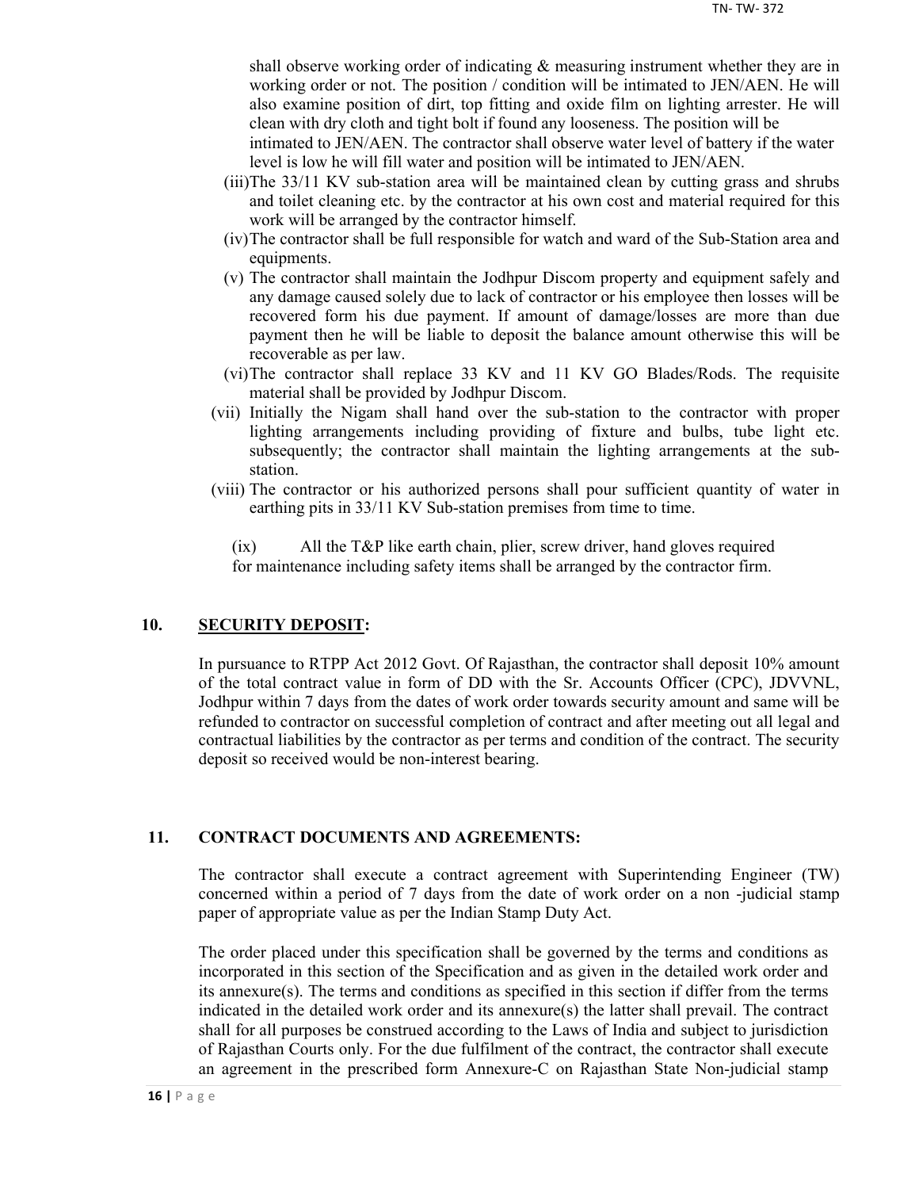shall observe working order of indicating & measuring instrument whether they are in working order or not. The position / condition will be intimated to JEN/AEN. He will also examine position of dirt, top fitting and oxide film on lighting arrester. He will clean with dry cloth and tight bolt if found any looseness. The position will be intimated to JEN/AEN. The contractor shall observe water level of battery if the water level is low he will fill water and position will be intimated to JEN/AEN.

(iii) The 33/11 KV sub-station area will be maintained clean by cutting grass and shrubs and toilet cleaning etc. by the contractor at his own cost and material required for this work will be arranged by the contractor himself.

(iv) The contractor shall be full responsible for watch and ward of the Sub-Station area and equipments.

(v) The contractor shall maintain the Jodhpur Discom property and equipment safely and any damage caused solely due to lack of contractor or his employee then losses will be recovered form his due payment. If amount of damage/losses are more than due payment then he will be liable to deposit the balance amount otherwise this will be recoverable as per law.

(vi) The contractor shall replace 33 KV and 11 KV GO Blades/Rods. The requisite material shall be provided by Jodhpur Discom.

(vii) Initially the Nigam shall hand over the sub-station to the contractor with proper lighting arrangements including providing of fixture and bulbs, tube light etc. subsequently; the contractor shall maintain the lighting arrangements at the sub-station.

(viii) The contractor or his authorized persons shall pour sufficient quantity of water in earthing pits in 33/11 KV Sub-station premises from time to time.

(ix) All the T&P like earth chain, plier, screw driver, hand gloves required for maintenance including safety items shall be arranged by the contractor firm.

## 10. SECURITY DEPOSIT:

In pursuance to RTPP Act 2012 Govt. Of Rajasthan, the contractor shall deposit 10% amount of the total contract value in form of DD with the Sr. Accounts Officer (CPC), JDVVNL, Jodhpur within 7 days from the dates of work order towards security amount and same will be refunded to contractor on successful completion of contract and after meeting out all legal and contractual liabilities by the contractor as per terms and condition of the contract. The security deposit so received would be non-interest bearing.

## 11. CONTRACT DOCUMENTS AND AGREEMENTS:

The contractor shall execute a contract agreement with Superintending Engineer (TW) concerned within a period of 7 days from the date of work order on a non -judicial stamp paper of appropriate value as per the Indian Stamp Duty Act.

The order placed under this specification shall be governed by the terms and conditions as incorporated in this section of the Specification and as given in the detailed work order and its annexure(s). The terms and conditions as specified in this section if differ from the terms indicated in the detailed work order and its annexure(s) the latter shall prevail. The contract shall for all purposes be construed according to the Laws of India and subject to jurisdiction of Rajasthan Courts only. For the due fulfilment of the contract, the contractor shall execute an agreement in the prescribed form Annexure-C on Rajasthan State Non-judicial stamp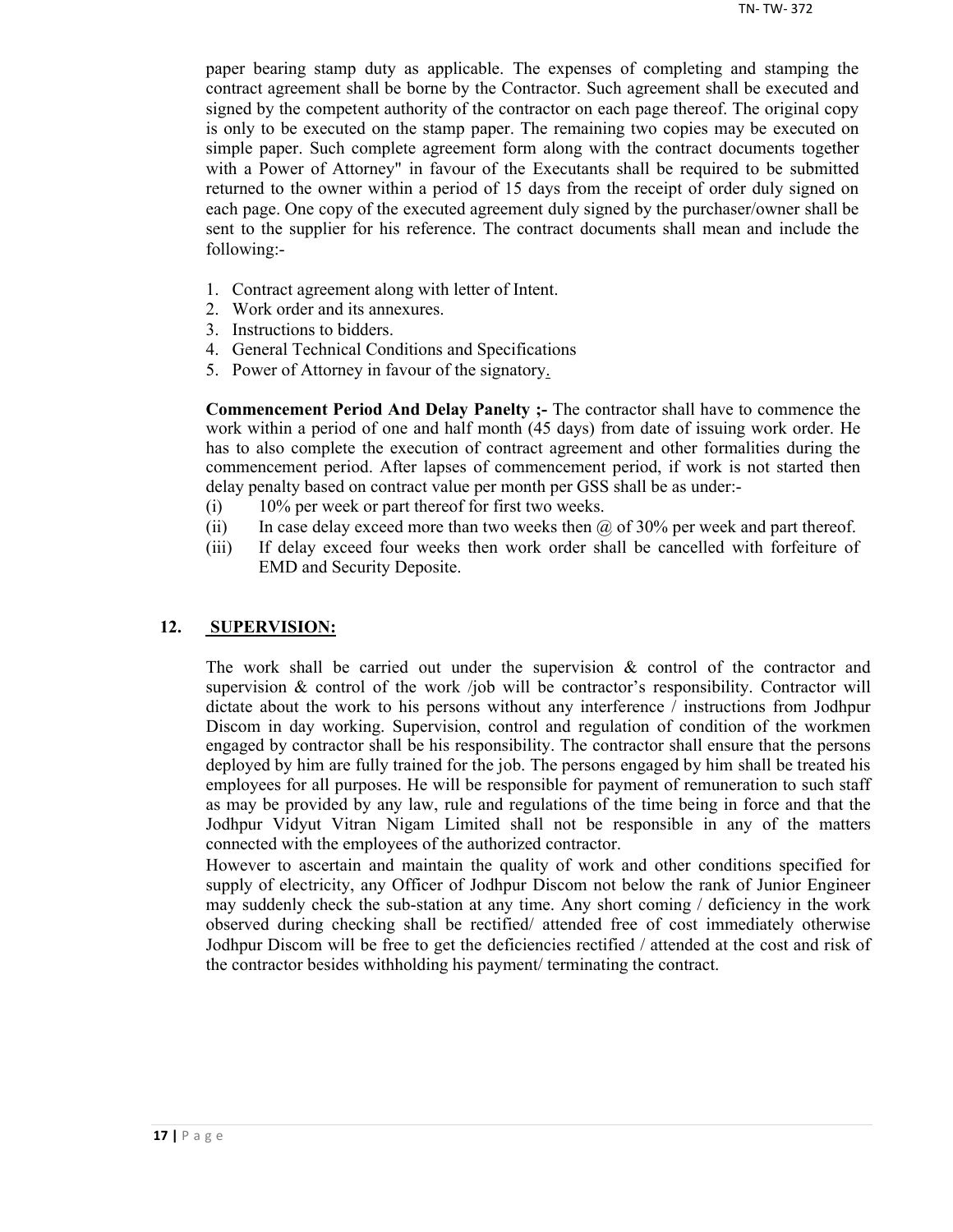paper bearing stamp duty as applicable. The expenses of completing and stamping the contract agreement shall be borne by the Contractor. Such agreement shall be executed and signed by the competent authority of the contractor on each page thereof. The original copy is only to be executed on the stamp paper. The remaining two copies may be executed on simple paper. Such complete agreement form along with the contract documents together with a Power of Attorney" in favour of the Executants shall be required to be submitted returned to the owner within a period of 15 days from the receipt of order duly signed on each page. One copy of the executed agreement duly signed by the purchaser/owner shall be sent to the supplier for his reference. The contract documents shall mean and include the following:-

1. Contract agreement along with letter of Intent.
2. Work order and its annexures.
3. Instructions to bidders.
4. General Technical Conditions and Specifications
5. Power of Attorney in favour of the signatory.

**Commencement Period And Delay Panelty ;-** The contractor shall have to commence the work within a period of one and half month (45 days) from date of issuing work order. He has to also complete the execution of contract agreement and other formalities during the commencement period. After lapses of commencement period, if work is not started then delay penalty based on contract value per month per GSS shall be as under:-

(i) 10% per week or part thereof for first two weeks.

(ii) In case delay exceed more than two weeks then @ of 30% per week and part thereof.

(iii) If delay exceed four weeks then work order shall be cancelled with forfeiture of EMD and Security Deposite.

## 12. SUPERVISION:

The work shall be carried out under the supervision & control of the contractor and supervision & control of the work /job will be contractor's responsibility. Contractor will dictate about the work to his persons without any interference / instructions from Jodhpur Discom in day working. Supervision, control and regulation of condition of the workmen engaged by contractor shall be his responsibility. The contractor shall ensure that the persons deployed by him are fully trained for the job. The persons engaged by him shall be treated his employees for all purposes. He will be responsible for payment of remuneration to such staff as may be provided by any law, rule and regulations of the time being in force and that the Jodhpur Vidyut Vitran Nigam Limited shall not be responsible in any of the matters connected with the employees of the authorized contractor.

However to ascertain and maintain the quality of work and other conditions specified for supply of electricity, any Officer of Jodhpur Discom not below the rank of Junior Engineer may suddenly check the sub-station at any time. Any short coming / deficiency in the work observed during checking shall be rectified/ attended free of cost immediately otherwise Jodhpur Discom will be free to get the deficiencies rectified / attended at the cost and risk of the contractor besides withholding his payment/ terminating the contract.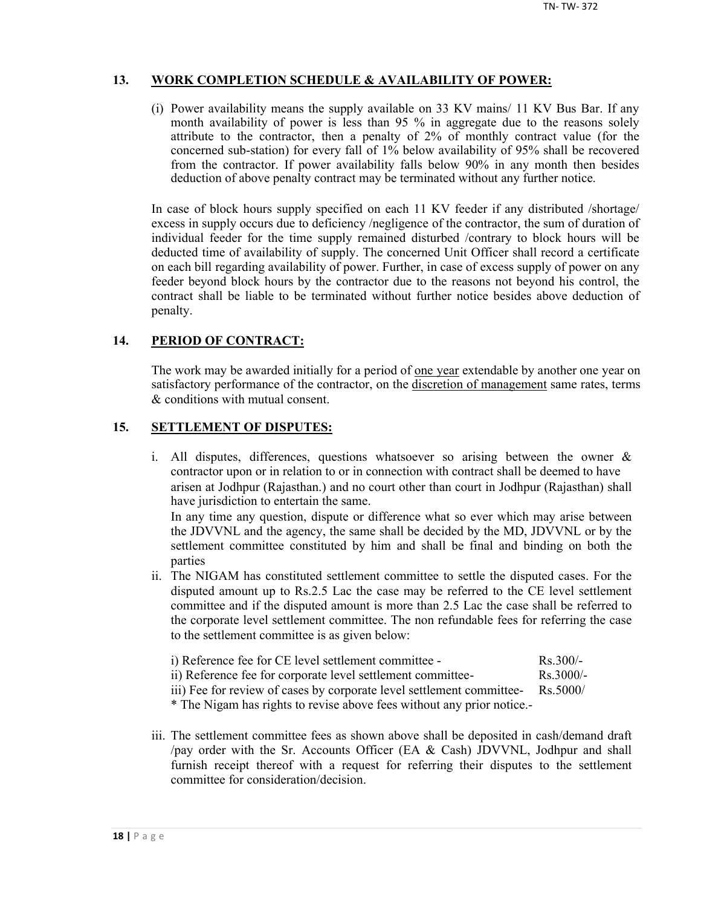## 13. WORK COMPLETION SCHEDULE & AVAILABILITY OF POWER:

(i) Power availability means the supply available on 33 KV mains/ 11 KV Bus Bar. If any month availability of power is less than 95 % in aggregate due to the reasons solely attribute to the contractor, then a penalty of 2% of monthly contract value (for the concerned sub-station) for every fall of 1% below availability of 95% shall be recovered from the contractor. If power availability falls below 90% in any month then besides deduction of above penalty contract may be terminated without any further notice.

In case of block hours supply specified on each 11 KV feeder if any distributed /shortage/ excess in supply occurs due to deficiency /negligence of the contractor, the sum of duration of individual feeder for the time supply remained disturbed /contrary to block hours will be deducted time of availability of supply. The concerned Unit Officer shall record a certificate on each bill regarding availability of power. Further, in case of excess supply of power on any feeder beyond block hours by the contractor due to the reasons not beyond his control, the contract shall be liable to be terminated without further notice besides above deduction of penalty.

## 14. PERIOD OF CONTRACT:

The work may be awarded initially for a period of <u>one year</u> extendable by another one year on satisfactory performance of the contractor, on the <u>discretion of management</u> same rates, terms & conditions with mutual consent.

## 15. SETTLEMENT OF DISPUTES:

i. All disputes, differences, questions whatsoever so arising between the owner & contractor upon or in relation to or in connection with contract shall be deemed to have arisen at Jodhpur (Rajasthan.) and no court other than court in Jodhpur (Rajasthan) shall have jurisdiction to entertain the same.
   In any time any question, dispute or difference what so ever which may arise between the JDVVNL and the agency, the same shall be decided by the MD, JDVVNL or by the settlement committee constituted by him and shall be final and binding on both the parties

ii. The NIGAM has constituted settlement committee to settle the disputed cases. For the disputed amount up to Rs.2.5 Lac the case may be referred to the CE level settlement committee and if the disputed amount is more than 2.5 Lac the case shall be referred to the corporate level settlement committee. The non refundable fees for referring the case to the settlement committee is as given below:

   i) Reference fee for CE level settlement committee - Rs.300/-
   ii) Reference fee for corporate level settlement committee- Rs.3000/-
   iii) Fee for review of cases by corporate level settlement committee- Rs.5000/
   * The Nigam has rights to revise above fees without any prior notice.-

iii. The settlement committee fees as shown above shall be deposited in cash/demand draft /pay order with the Sr. Accounts Officer (EA & Cash) JDVVNL, Jodhpur and shall furnish receipt thereof with a request for referring their disputes to the settlement committee for consideration/decision.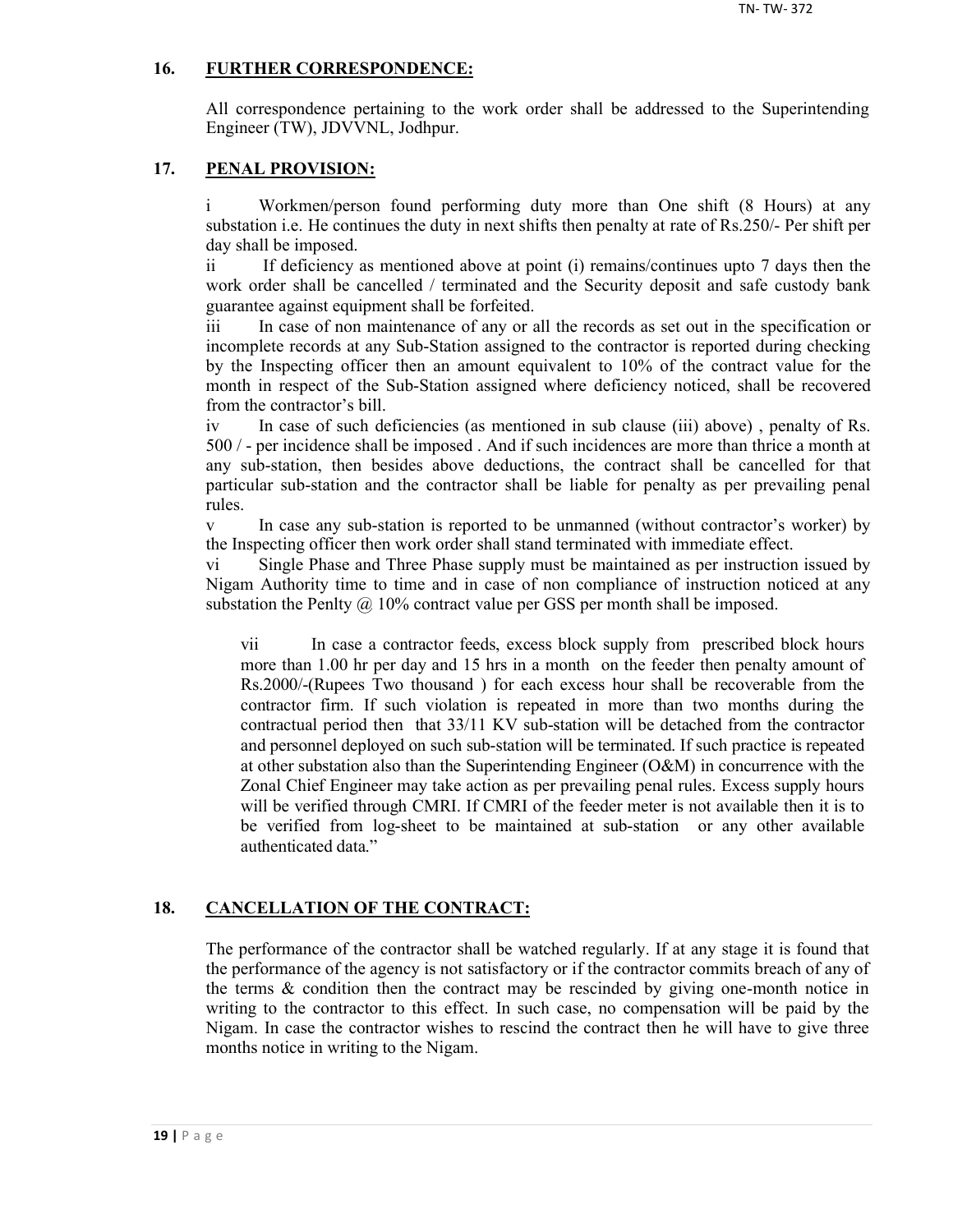## 16. FURTHER CORRESPONDENCE:

All correspondence pertaining to the work order shall be addressed to the Superintending Engineer (TW), JDVVNL, Jodhpur.

## 17. PENAL PROVISION:

i Workmen/person found performing duty more than One shift (8 Hours) at any substation i.e. He continues the duty in next shifts then penalty at rate of Rs.250/- Per shift per day shall be imposed.

ii If deficiency as mentioned above at point (i) remains/continues upto 7 days then the work order shall be cancelled / terminated and the Security deposit and safe custody bank guarantee against equipment shall be forfeited.

iii In case of non maintenance of any or all the records as set out in the specification or incomplete records at any Sub-Station assigned to the contractor is reported during checking by the Inspecting officer then an amount equivalent to 10% of the contract value for the month in respect of the Sub-Station assigned where deficiency noticed, shall be recovered from the contractor's bill.

iv In case of such deficiencies (as mentioned in sub clause (iii) above) , penalty of Rs. 500 / - per incidence shall be imposed . And if such incidences are more than thrice a month at any sub-station, then besides above deductions, the contract shall be cancelled for that particular sub-station and the contractor shall be liable for penalty as per prevailing penal rules.

v In case any sub-station is reported to be unmanned (without contractor's worker) by the Inspecting officer then work order shall stand terminated with immediate effect.

vi Single Phase and Three Phase supply must be maintained as per instruction issued by Nigam Authority time to time and in case of non compliance of instruction noticed at any substation the Penlty @ 10% contract value per GSS per month shall be imposed.

vii In case a contractor feeds, excess block supply from prescribed block hours more than 1.00 hr per day and 15 hrs in a month on the feeder then penalty amount of Rs.2000/-(Rupees Two thousand ) for each excess hour shall be recoverable from the contractor firm. If such violation is repeated in more than two months during the contractual period then that 33/11 KV sub-station will be detached from the contractor and personnel deployed on such sub-station will be terminated. If such practice is repeated at other substation also than the Superintending Engineer (O&M) in concurrence with the Zonal Chief Engineer may take action as per prevailing penal rules. Excess supply hours will be verified through CMRI. If CMRI of the feeder meter is not available then it is to be verified from log-sheet to be maintained at sub-station or any other available authenticated data."

## 18. CANCELLATION OF THE CONTRACT:

The performance of the contractor shall be watched regularly. If at any stage it is found that the performance of the agency is not satisfactory or if the contractor commits breach of any of the terms & condition then the contract may be rescinded by giving one-month notice in writing to the contractor to this effect. In such case, no compensation will be paid by the Nigam. In case the contractor wishes to rescind the contract then he will have to give three months notice in writing to the Nigam.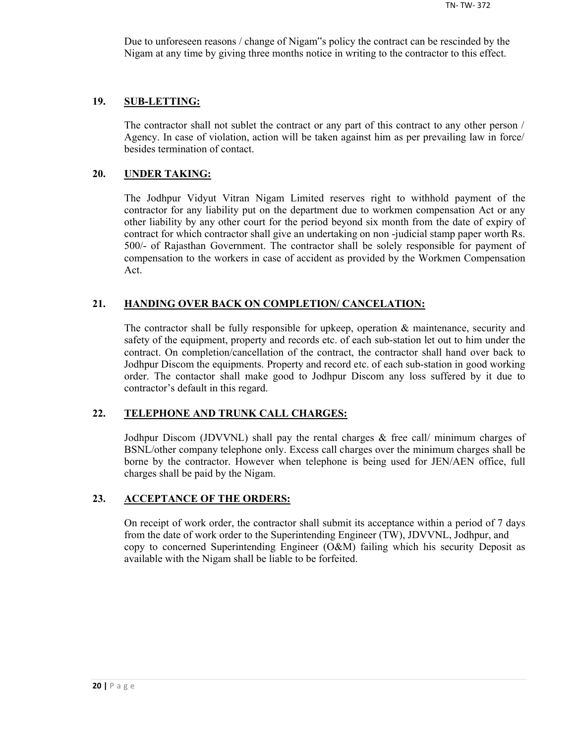Due to unforeseen reasons / change of Nigam‟s policy the contract can be rescinded by the Nigam at any time by giving three months notice in writing to the contractor to this effect.

## 19. SUB-LETTING:

The contractor shall not sublet the contract or any part of this contract to any other person / Agency. In case of violation, action will be taken against him as per prevailing law in force/ besides termination of contact.

## 20. UNDER TAKING:

The Jodhpur Vidyut Vitran Nigam Limited reserves right to withhold payment of the contractor for any liability put on the department due to workmen compensation Act or any other liability by any other court for the period beyond six month from the date of expiry of contract for which contractor shall give an undertaking on non -judicial stamp paper worth Rs. 500/- of Rajasthan Government. The contractor shall be solely responsible for payment of compensation to the workers in case of accident as provided by the Workmen Compensation Act.

## 21. HANDING OVER BACK ON COMPLETION/ CANCELATION:

The contractor shall be fully responsible for upkeep, operation & maintenance, security and safety of the equipment, property and records etc. of each sub-station let out to him under the contract. On completion/cancellation of the contract, the contractor shall hand over back to Jodhpur Discom the equipments. Property and record etc. of each sub-station in good working order. The contactor shall make good to Jodhpur Discom any loss suffered by it due to contractor's default in this regard.

## 22. TELEPHONE AND TRUNK CALL CHARGES:

Jodhpur Discom (JDVVNL) shall pay the rental charges & free call/ minimum charges of BSNL/other company telephone only. Excess call charges over the minimum charges shall be borne by the contractor. However when telephone is being used for JEN/AEN office, full charges shall be paid by the Nigam.

## 23. ACCEPTANCE OF THE ORDERS:

On receipt of work order, the contractor shall submit its acceptance within a period of 7 days from the date of work order to the Superintending Engineer (TW), JDVVNL, Jodhpur, and copy to concerned Superintending Engineer (O&M) failing which his security Deposit as available with the Nigam shall be liable to be forfeited.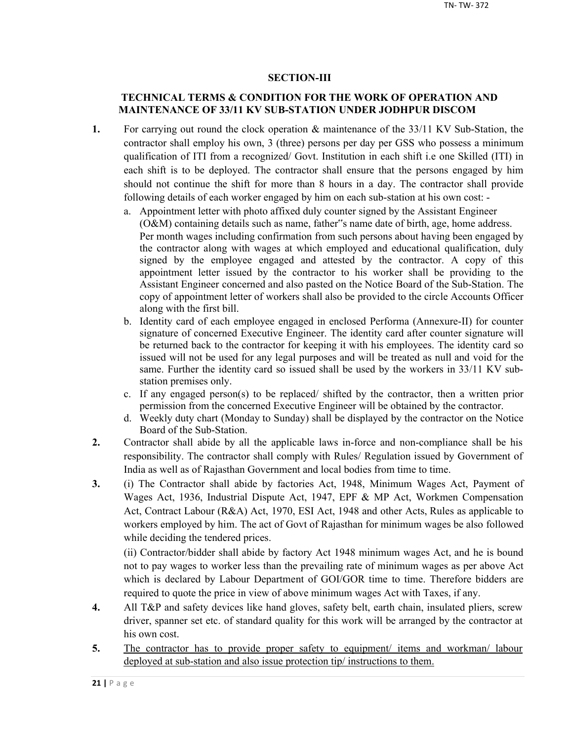## SECTION-III

### TECHNICAL TERMS & CONDITION FOR THE WORK OF OPERATION AND MAINTENANCE OF 33/11 KV SUB-STATION UNDER JODHPUR DISCOM

**1.** For carrying out round the clock operation & maintenance of the 33/11 KV Sub-Station, the contractor shall employ his own, 3 (three) persons per day per GSS who possess a minimum qualification of ITI from a recognized/ Govt. Institution in each shift i.e one Skilled (ITI) in each shift is to be deployed. The contractor shall ensure that the persons engaged by him should not continue the shift for more than 8 hours in a day. The contractor shall provide following details of each worker engaged by him on each sub-station at his own cost: -

a. Appointment letter with photo affixed duly counter signed by the Assistant Engineer (O&M) containing details such as name, father"s name date of birth, age, home address. Per month wages including confirmation from such persons about having been engaged by the contractor along with wages at which employed and educational qualification, duly signed by the employee engaged and attested by the contractor. A copy of this appointment letter issued by the contractor to his worker shall be providing to the Assistant Engineer concerned and also pasted on the Notice Board of the Sub-Station. The copy of appointment letter of workers shall also be provided to the circle Accounts Officer along with the first bill.

b. Identity card of each employee engaged in enclosed Performa (Annexure-II) for counter signature of concerned Executive Engineer. The identity card after counter signature will be returned back to the contractor for keeping it with his employees. The identity card so issued will not be used for any legal purposes and will be treated as null and void for the same. Further the identity card so issued shall be used by the workers in 33/11 KV sub-station premises only.

c. If any engaged person(s) to be replaced/ shifted by the contractor, then a written prior permission from the concerned Executive Engineer will be obtained by the contractor.

d. Weekly duty chart (Monday to Sunday) shall be displayed by the contractor on the Notice Board of the Sub-Station.

**2.** Contractor shall abide by all the applicable laws in-force and non-compliance shall be his responsibility. The contractor shall comply with Rules/ Regulation issued by Government of India as well as of Rajasthan Government and local bodies from time to time.

**3.** (i) The Contractor shall abide by factories Act, 1948, Minimum Wages Act, Payment of Wages Act, 1936, Industrial Dispute Act, 1947, EPF & MP Act, Workmen Compensation Act, Contract Labour (R&A) Act, 1970, ESI Act, 1948 and other Acts, Rules as applicable to workers employed by him. The act of Govt of Rajasthan for minimum wages be also followed while deciding the tendered prices.

(ii) Contractor/bidder shall abide by factory Act 1948 minimum wages Act, and he is bound not to pay wages to worker less than the prevailing rate of minimum wages as per above Act which is declared by Labour Department of GOI/GOR time to time. Therefore bidders are required to quote the price in view of above minimum wages Act with Taxes, if any.

**4.** All T&P and safety devices like hand gloves, safety belt, earth chain, insulated pliers, screw driver, spanner set etc. of standard quality for this work will be arranged by the contractor at his own cost.

**5.** <u>The contractor has to provide proper safety to equipment/ items and workman/ labour deployed at sub-station and also issue protection tip/ instructions to them.</u>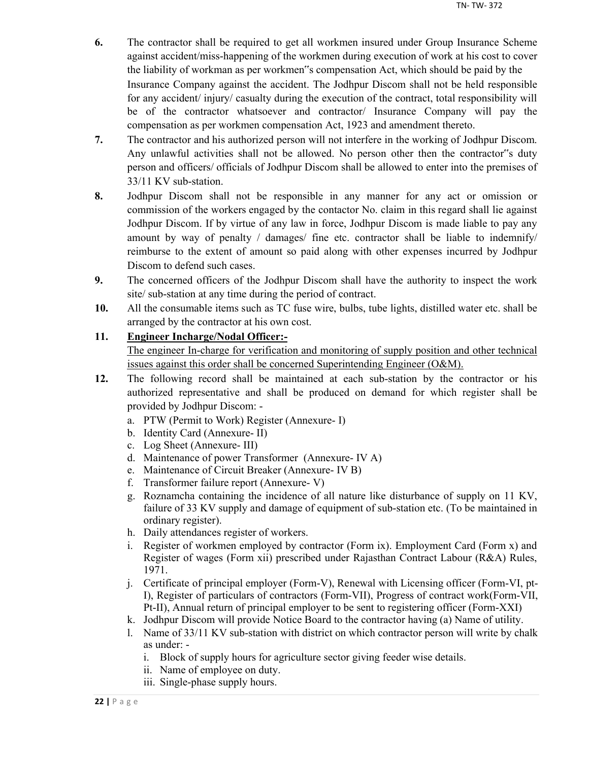6. The contractor shall be required to get all workmen insured under Group Insurance Scheme against accident/miss-happening of the workmen during execution of work at his cost to cover the liability of workman as per workmen"s compensation Act, which should be paid by the Insurance Company against the accident. The Jodhpur Discom shall not be held responsible for any accident/ injury/ casualty during the execution of the contract, total responsibility will be of the contractor whatsoever and contractor/ Insurance Company will pay the compensation as per workmen compensation Act, 1923 and amendment thereto.
7. The contractor and his authorized person will not interfere in the working of Jodhpur Discom. Any unlawful activities shall not be allowed. No person other then the contractor"s duty person and officers/ officials of Jodhpur Discom shall be allowed to enter into the premises of 33/11 KV sub-station.
8. Jodhpur Discom shall not be responsible in any manner for any act or omission or commission of the workers engaged by the contactor No. claim in this regard shall lie against Jodhpur Discom. If by virtue of any law in force, Jodhpur Discom is made liable to pay any amount by way of penalty / damages/ fine etc. contractor shall be liable to indemnify/ reimburse to the extent of amount so paid along with other expenses incurred by Jodhpur Discom to defend such cases.
9. The concerned officers of the Jodhpur Discom shall have the authority to inspect the work site/ sub-station at any time during the period of contract.
10. All the consumable items such as TC fuse wire, bulbs, tube lights, distilled water etc. shall be arranged by the contractor at his own cost.
11. **Engineer Incharge/Nodal Officer:-**
    The engineer In-charge for verification and monitoring of supply position and other technical issues against this order shall be concerned Superintending Engineer (O&M).
12. The following record shall be maintained at each sub-station by the contractor or his authorized representative and shall be produced on demand for which register shall be provided by Jodhpur Discom: -
    a. PTW (Permit to Work) Register (Annexure- I)
    b. Identity Card (Annexure- II)
    c. Log Sheet (Annexure- III)
    d. Maintenance of power Transformer (Annexure- IV A)
    e. Maintenance of Circuit Breaker (Annexure- IV B)
    f. Transformer failure report (Annexure- V)
    g. Roznamcha containing the incidence of all nature like disturbance of supply on 11 KV, failure of 33 KV supply and damage of equipment of sub-station etc. (To be maintained in ordinary register).
    h. Daily attendances register of workers.
    i. Register of workmen employed by contractor (Form ix). Employment Card (Form x) and Register of wages (Form xii) prescribed under Rajasthan Contract Labour (R&A) Rules, 1971.
    j. Certificate of principal employer (Form-V), Renewal with Licensing officer (Form-VI, pt-I), Register of particulars of contractors (Form-VII), Progress of contract work(Form-VII, Pt-II), Annual return of principal employer to be sent to registering officer (Form-XXI)
    k. Jodhpur Discom will provide Notice Board to the contractor having (a) Name of utility.
    l. Name of 33/11 KV sub-station with district on which contractor person will write by chalk as under: -
       i. Block of supply hours for agriculture sector giving feeder wise details.
       ii. Name of employee on duty.
       iii. Single-phase supply hours.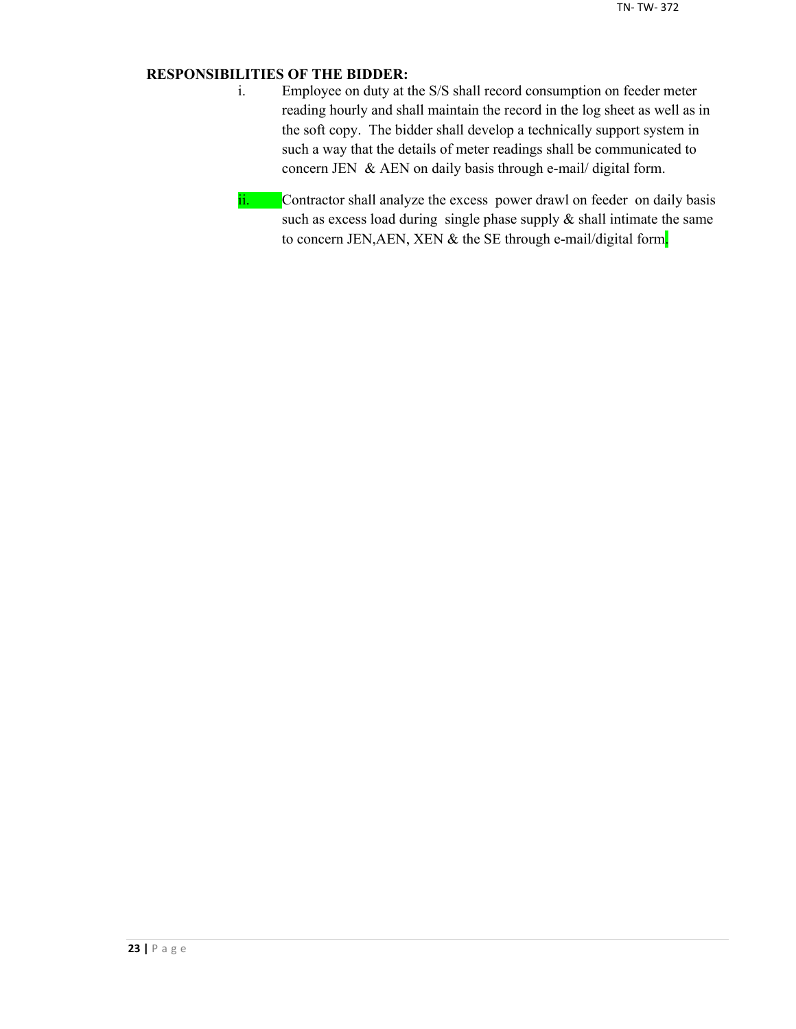**RESPONSIBILITIES OF THE BIDDER:**

i. Employee on duty at the S/S shall record consumption on feeder meter reading hourly and shall maintain the record in the log sheet as well as in the soft copy. The bidder shall develop a technically support system in such a way that the details of meter readings shall be communicated to concern JEN & AEN on daily basis through e-mail/ digital form.

ii. Contractor shall analyze the excess power drawl on feeder on daily basis such as excess load during single phase supply & shall intimate the same to concern JEN,AEN, XEN & the SE through e-mail/digital form.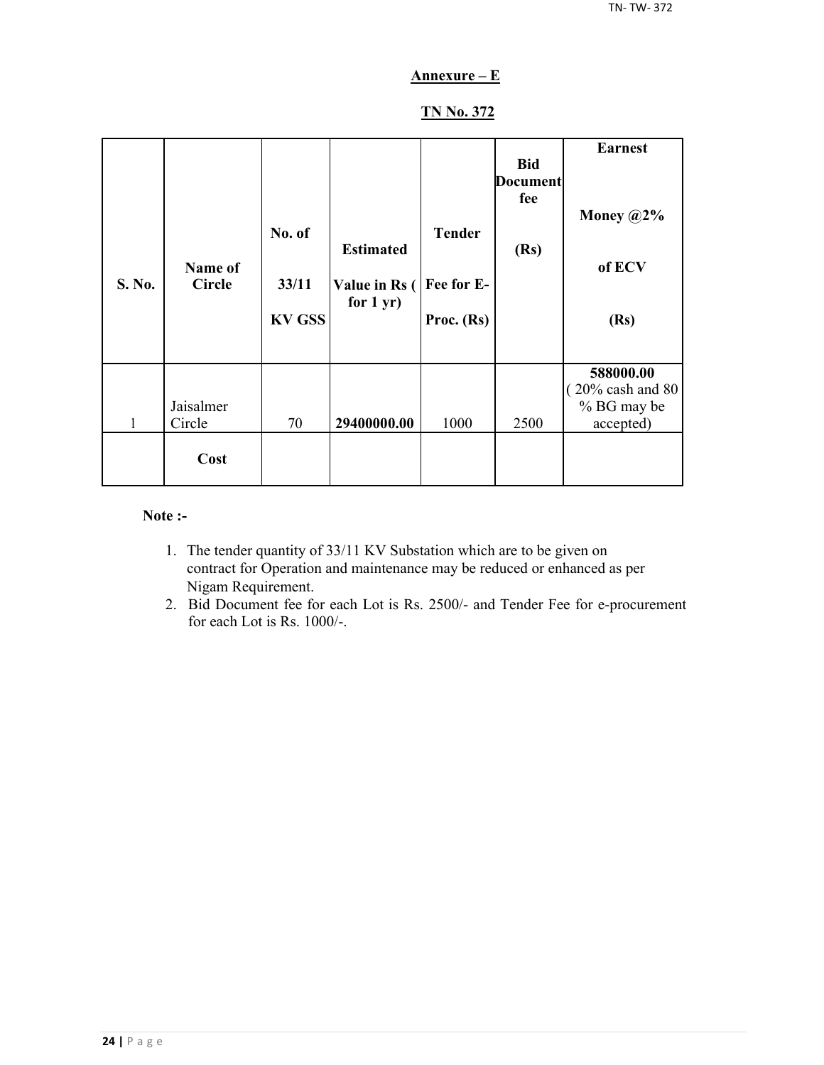## Annexure – E

## TN No. 372

| S. No. | Name of Circle | No. of 33/11 KV GSS | Estimated Value in Rs ( for 1 yr) | Tender Fee for E-Proc. (Rs) | Bid Document fee (Rs) | Earnest Money @2% of ECV (Rs) |
|---|---|---|---|---|---|---|
| 1 | Jaisalmer Circle | 70 | **29400000.00** | 1000 | 2500 | **588000.00** ( 20% cash and 80 % BG may be accepted) |
| | **Cost** | | | | | |

**Note :-**

1. The tender quantity of 33/11 KV Substation which are to be given on contract for Operation and maintenance may be reduced or enhanced as per Nigam Requirement.
2. Bid Document fee for each Lot is Rs. 2500/- and Tender Fee for e-procurement for each Lot is Rs. 1000/-.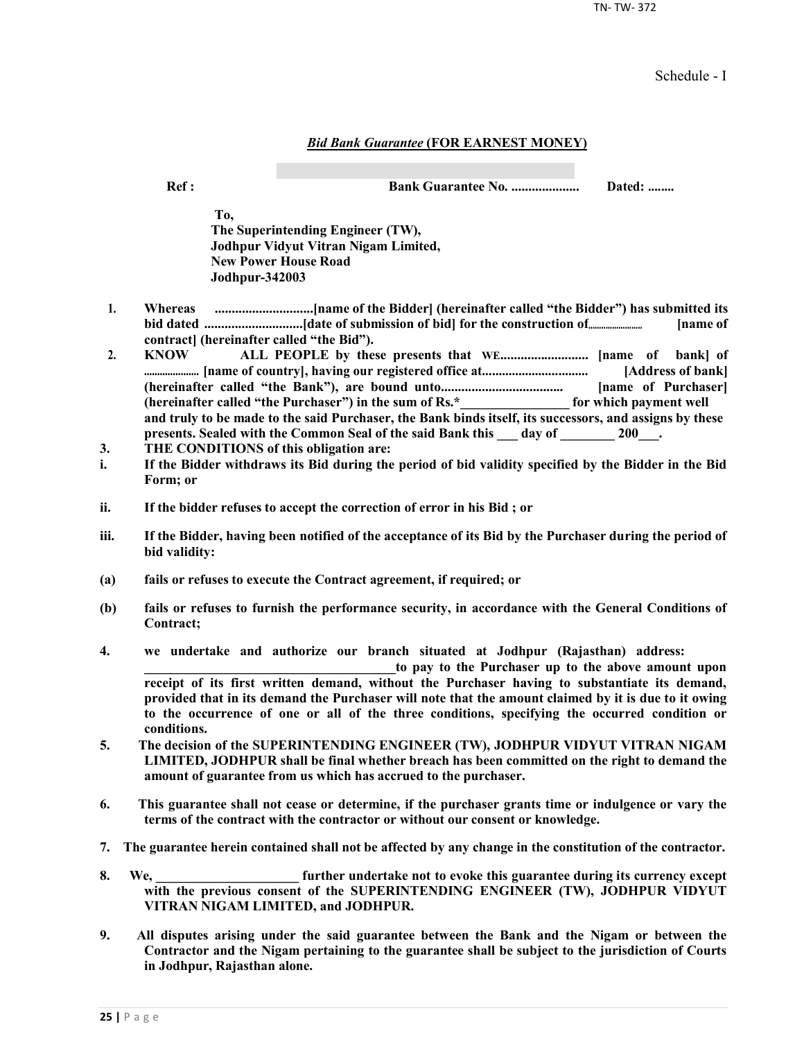Schedule - I

## ***Bid Bank Guarantee*** **(FOR EARNEST MONEY)**

**Ref :** **Bank Guarantee No. ....................** **Dated: ........**

**To,**
**The Superintending Engineer (TW),**
**Jodhpur Vidyut Vitran Nigam Limited,**
**New Power House Road**
**Jodhpur-342003**

1. **Whereas .............................[name of the Bidder] (hereinafter called "the Bidder") has submitted its bid dated .............................[date of submission of bid] for the construction of........................ [name of contract] (hereinafter called "the Bid").**
2. **KNOW ALL PEOPLE by these presents that WE.......................... [name of bank] of ..................... [name of country], having our registered office at............................... [Address of bank] (hereinafter called "the Bank"), are bound unto.................................... [name of Purchaser] (hereinafter called "the Purchaser") in the sum of Rs.*________________ for which payment well and truly to be made to the said Purchaser, the Bank binds itself, its successors, and assigns by these presents. Sealed with the Common Seal of the said Bank this ___ day of ________ 200___.**
3. **THE CONDITIONS of this obligation are:**

**i. If the Bidder withdraws its Bid during the period of bid validity specified by the Bidder in the Bid Form; or**

**ii. If the bidder refuses to accept the correction of error in his Bid ; or**

**iii. If the Bidder, having been notified of the acceptance of its Bid by the Purchaser during the period of bid validity:**

**(a) fails or refuses to execute the Contract agreement, if required; or**

**(b) fails or refuses to furnish the performance security, in accordance with the General Conditions of Contract;**

4. **we undertake and authorize our branch situated at Jodhpur (Rajasthan) address: ______________________________________to pay to the Purchaser up to the above amount upon receipt of its first written demand, without the Purchaser having to substantiate its demand, provided that in its demand the Purchaser will note that the amount claimed by it is due to it owing to the occurrence of one or all of the three conditions, specifying the occurred condition or conditions.**
5. **The decision of the SUPERINTENDING ENGINEER (TW), JODHPUR VIDYUT VITRAN NIGAM LIMITED, JODHPUR shall be final whether breach has been committed on the right to demand the amount of guarantee from us which has accrued to the purchaser.**
6. **This guarantee shall not cease or determine, if the purchaser grants time or indulgence or vary the terms of the contract with the contractor or without our consent or knowledge.**
7. **The guarantee herein contained shall not be affected by any change in the constitution of the contractor.**
8. **We, _____________________ further undertake not to evoke this guarantee during its currency except with the previous consent of the SUPERINTENDING ENGINEER (TW), JODHPUR VIDYUT VITRAN NIGAM LIMITED, and JODHPUR.**
9. **All disputes arising under the said guarantee between the Bank and the Nigam or between the Contractor and the Nigam pertaining to the guarantee shall be subject to the jurisdiction of Courts in Jodhpur, Rajasthan alone.**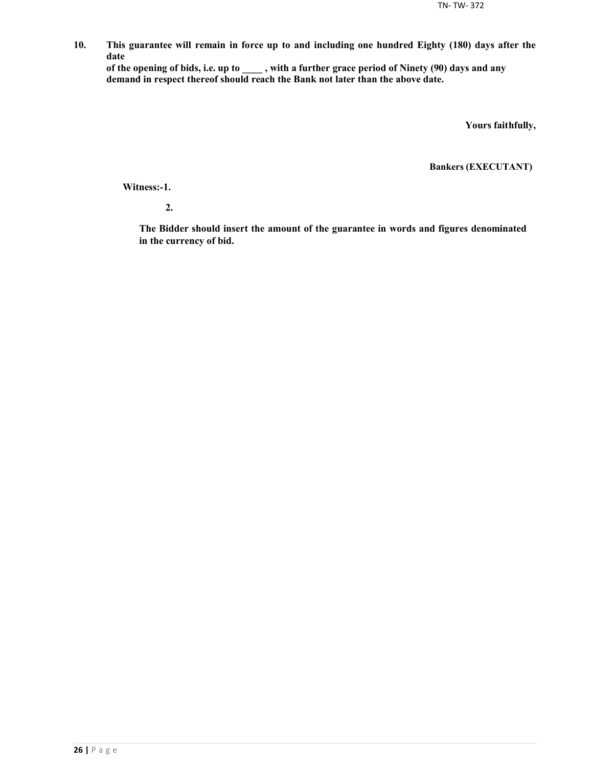**10. This guarantee will remain in force up to and including one hundred Eighty (180) days after the date of the opening of bids, i.e. up to ____ , with a further grace period of Ninety (90) days and any demand in respect thereof should reach the Bank not later than the above date.**

**Yours faithfully,**

**Bankers (EXECUTANT)**

**Witness:-1.**

**2.**

**The Bidder should insert the amount of the guarantee in words and figures denominated in the currency of bid.**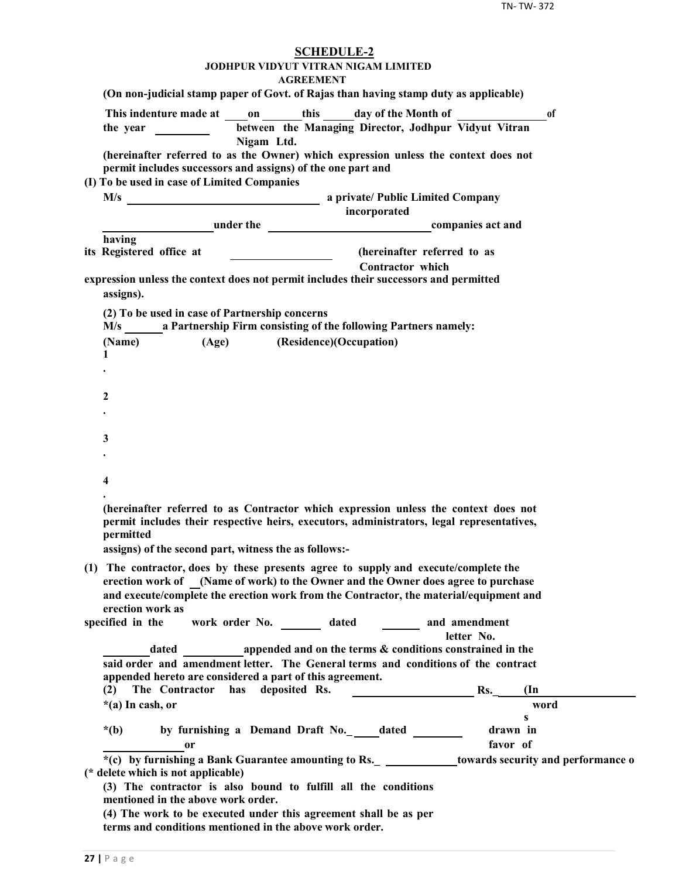## SCHEDULE-2

**JODHPUR VIDYUT VITRAN NIGAM LIMITED**

**AGREEMENT**

**(On non-judicial stamp paper of Govt. of Rajas than having stamp duty as applicable)**

**This indenture made at \_\_\_\_ on \_\_\_\_\_\_ this \_\_\_\_\_ day of the Month of \_\_\_\_\_\_\_\_\_\_\_\_\_\_\_ of the year \_\_\_\_\_\_\_\_\_ between the Managing Director, Jodhpur Vidyut Vitran Nigam Ltd.**

**(hereinafter referred to as the Owner) which expression unless the context does not permit includes successors and assigns) of the one part and**

**(I) To be used in case of Limited Companies**

**M/s \_\_\_\_\_\_\_\_\_\_\_\_\_\_\_\_\_\_\_\_\_\_\_\_\_\_\_\_\_\_\_\_\_ a private/ Public Limited Company incorporated \_\_\_\_\_\_\_\_\_\_\_\_\_\_\_\_\_\_ under the \_\_\_\_\_\_\_\_\_\_\_\_\_\_\_\_\_\_\_\_\_\_\_\_\_\_\_ companies act and having its Registered office at \_\_\_\_\_\_\_\_\_\_\_\_\_\_\_\_\_ (hereinafter referred to as Contractor which expression unless the context does not permit includes their successors and permitted assigns).**

**(2) To be used in case of Partnership concerns**

**M/s \_\_\_\_\_\_ a Partnership Firm consisting of the following Partners namely:**

**(Name) (Age) (Residence)(Occupation)**

**1.**

**2.**

**3.**

**4.**

**(hereinafter referred to as Contractor which expression unless the context does not permit includes their respective heirs, executors, administrators, legal representatives, permitted assigns) of the second part, witness the as follows:-**

**(1) The contractor, does by these presents agree to supply and execute/complete the erection work of \_\_(Name of work) to the Owner and the Owner does agree to purchase and execute/complete the erection work from the Contractor, the material/equipment and erection work as specified in the work order No. \_\_\_\_\_\_\_ dated \_\_\_\_\_\_\_ and amendment letter No. \_\_\_\_\_\_\_\_ dated \_\_\_\_\_\_\_\_\_\_ appended and on the terms & conditions constrained in the said order and amendment letter. The General terms and conditions of the contract appended hereto are considered a part of this agreement.**

**(2) The Contractor has deposited Rs. \_\_\_\_\_\_\_\_\_\_\_\_\_\_\_\_\_\_\_\_ Rs.\_\_\_\_\_ (In words \_\_\_\_\_\_\_\_\_\_\_\_\_\_\_\_\_\_)**

**\*(a) In cash, or**

**\*(b) by furnishing a Demand Draft No.\_\_\_\_\_ dated \_\_\_\_\_\_\_\_\_ drawn in favor of \_\_\_\_\_\_\_\_\_\_\_\_\_\_ or**

**\*(c) by furnishing a Bank Guarantee amounting to Rs.\_ \_\_\_\_\_\_\_\_\_\_\_\_\_ towards security and performance o**

**(\* delete which is not applicable)**

**(3) The contractor is also bound to fulfill all the conditions mentioned in the above work order.**

**(4) The work to be executed under this agreement shall be as per terms and conditions mentioned in the above work order.**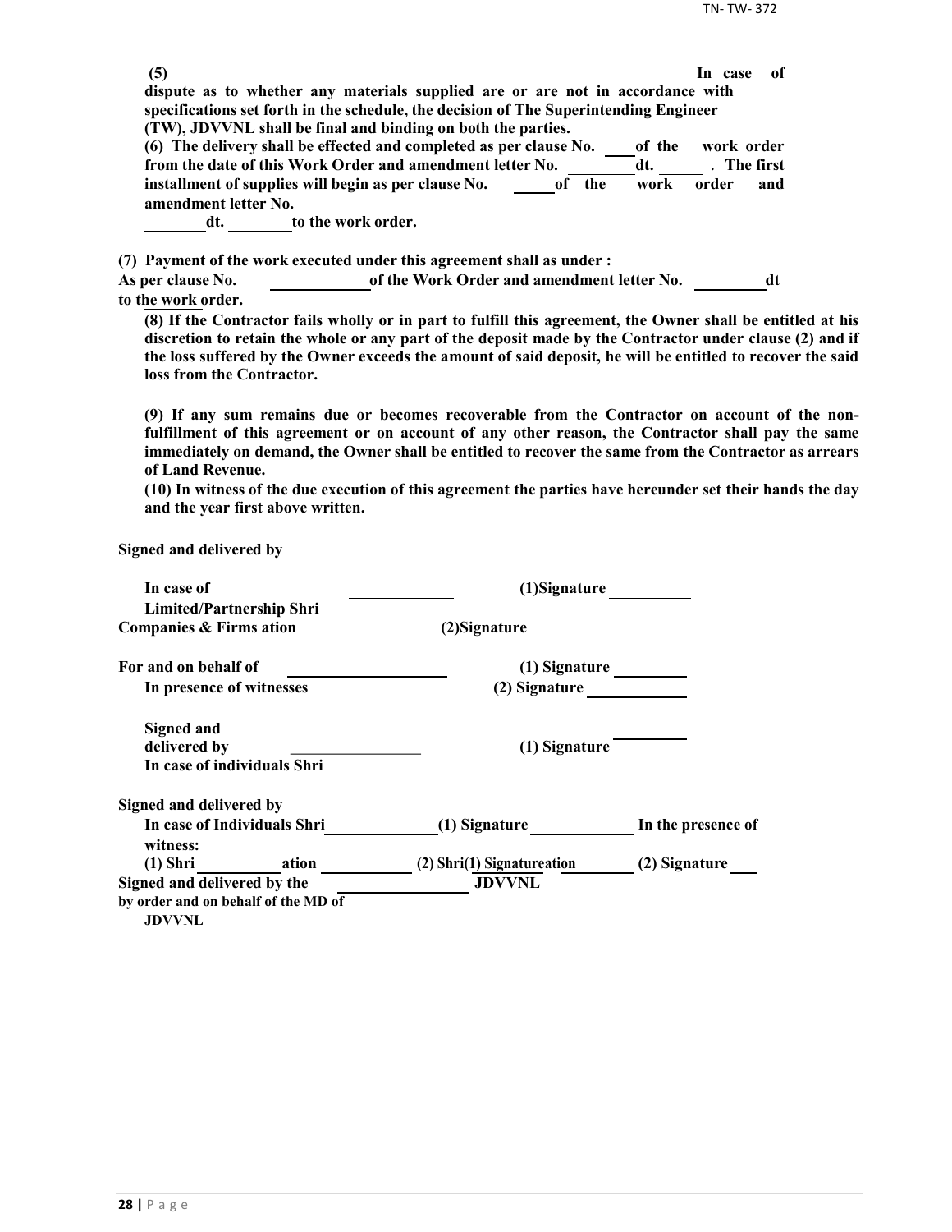**(5) In case of dispute as to whether any materials supplied are or are not in accordance with specifications set forth in the schedule, the decision of The Superintending Engineer (TW), JDVVNL shall be final and binding on both the parties.**

**(6) The delivery shall be effected and completed as per clause No. \_\_\_\_ of the work order from the date of this Work Order and amendment letter No. \_\_\_\_\_\_\_\_ dt. \_\_\_\_\_\_ . The first installment of supplies will begin as per clause No. \_\_\_\_\_ of the work order and amendment letter No. \_\_\_\_\_\_\_\_ dt. \_\_\_\_\_\_\_\_ to the work order.**

**(7) Payment of the work executed under this agreement shall as under :**
**As per clause No. \_\_\_\_\_\_\_\_\_\_\_\_ of the Work Order and amendment letter No. \_\_\_\_\_\_\_\_\_ dt to the work order.**

**(8) If the Contractor fails wholly or in part to fulfill this agreement, the Owner shall be entitled at his discretion to retain the whole or any part of the deposit made by the Contractor under clause (2) and if the loss suffered by the Owner exceeds the amount of said deposit, he will be entitled to recover the said loss from the Contractor.**

**(9) If any sum remains due or becomes recoverable from the Contractor on account of the non-fulfillment of this agreement or on account of any other reason, the Contractor shall pay the same immediately on demand, the Owner shall be entitled to recover the same from the Contractor as arrears of Land Revenue.**

**(10) In witness of the due execution of this agreement the parties have hereunder set their hands the day and the year first above written.**

**Signed and delivered by**

**In case of Limited/Partnership Shri \_\_\_\_\_\_\_\_\_\_\_\_\_ (1)Signature \_\_\_\_\_\_\_\_\_\_**
**Companies & Firms ation (2)Signature \_\_\_\_\_\_\_\_\_\_\_\_\_**

**For and on behalf of \_\_\_\_\_\_\_\_\_\_\_\_\_\_\_\_\_\_\_\_ (1) Signature \_\_\_\_\_\_\_\_\_**
**In presence of witnesses (2) Signature \_\_\_\_\_\_\_\_\_\_\_\_**

**Signed and delivered by \_\_\_\_\_\_\_\_\_\_\_\_\_\_\_\_ (1) Signature \_\_\_\_\_\_\_\_\_**
**In case of individuals Shri**

**Signed and delivered by**
**In case of Individuals Shri \_\_\_\_\_\_\_\_\_\_\_\_\_\_ (1) Signature \_\_\_\_\_\_\_\_\_\_\_\_\_ In the presence of witness:**
**(1) Shri \_\_\_\_\_\_\_\_\_\_ ation \_\_\_\_\_\_\_\_\_\_\_ (2) Shri(1) Signatureation \_\_\_\_\_\_\_\_ (2) Signature \_\_\_**
**Signed and delivered by the \_\_\_\_\_\_\_\_\_\_\_\_\_\_\_\_\_\_\_ JDVVNL**
**by order and on behalf of the MD of JDVVNL**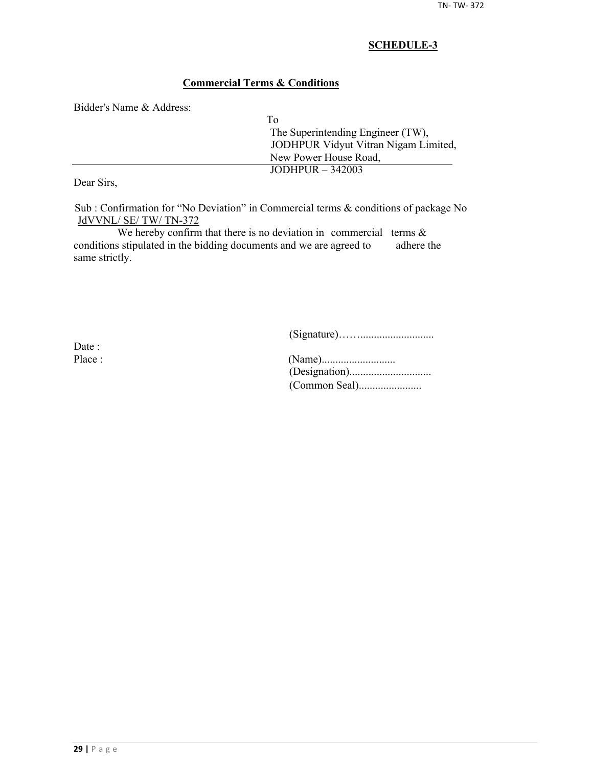**SCHEDULE-3**

**Commercial Terms & Conditions**

Bidder's Name & Address:

To
The Superintending Engineer (TW),
JODHPUR Vidyut Vitran Nigam Limited,
New Power House Road,
JODHPUR – 342003

Dear Sirs,

Sub : Confirmation for "No Deviation" in Commercial terms & conditions of package No JdVVNL/ SE/ TW/ TN-372

We hereby confirm that there is no deviation in commercial terms & conditions stipulated in the bidding documents and we are agreed to adhere the same strictly.

(Signature)……..........................

Date :

Place :

(Name)..........................

(Designation).............................

(Common Seal).......................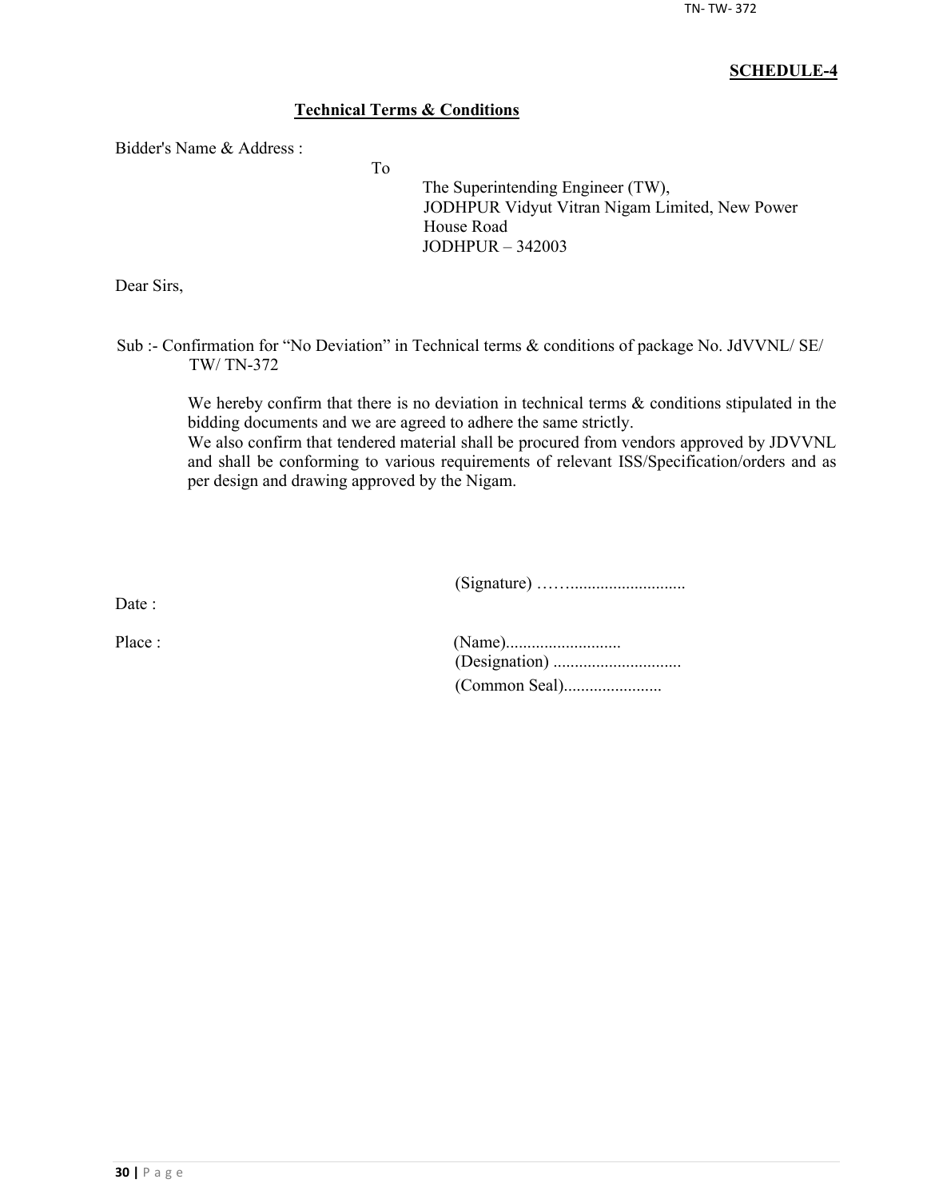**SCHEDULE-4**

**Technical Terms & Conditions**

Bidder's Name & Address :

To

The Superintending Engineer (TW),
JODHPUR Vidyut Vitran Nigam Limited, New Power House Road
JODHPUR – 342003

Dear Sirs,

Sub :- Confirmation for "No Deviation" in Technical terms & conditions of package No. JdVVNL/ SE/ TW/ TN-372

We hereby confirm that there is no deviation in technical terms & conditions stipulated in the bidding documents and we are agreed to adhere the same strictly.
We also confirm that tendered material shall be procured from vendors approved by JDVVNL and shall be conforming to various requirements of relevant ISS/Specification/orders and as per design and drawing approved by the Nigam.

(Signature) ……..........................

Date :

Place :

(Name)..........................
(Designation) .............................
(Common Seal)......................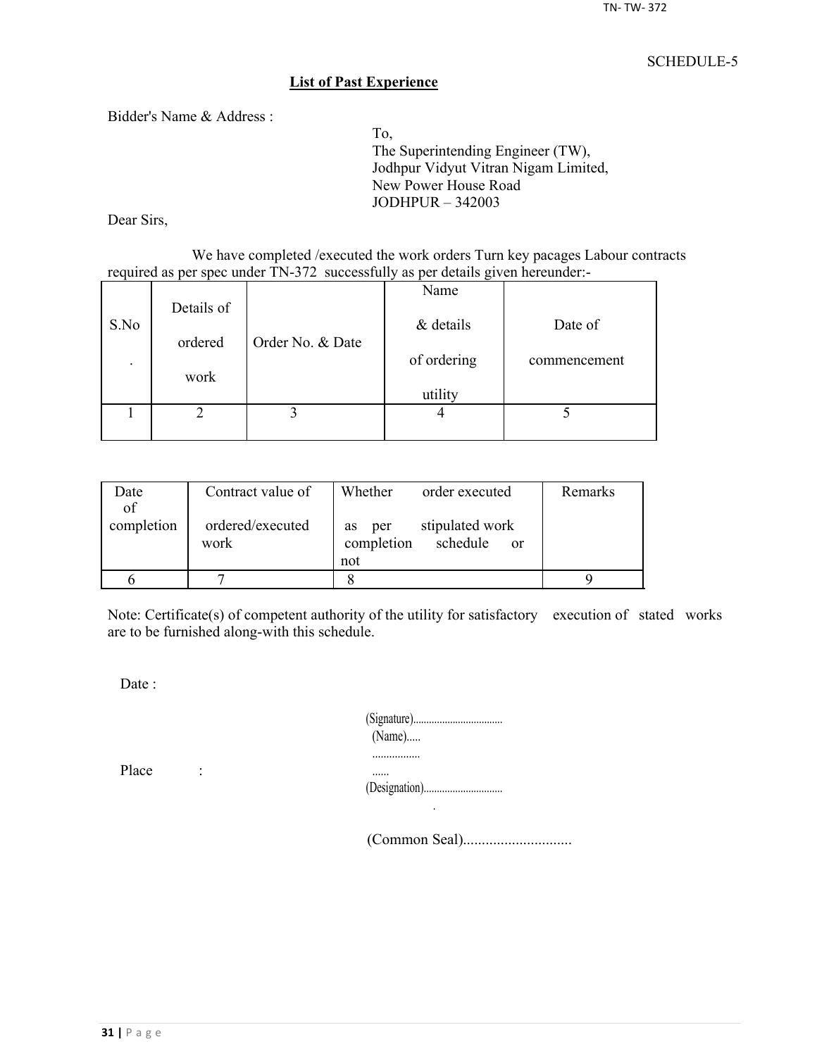SCHEDULE-5

## List of Past Experience

Bidder's Name & Address :

To,  
The Superintending Engineer (TW),  
Jodhpur Vidyut Vitran Nigam Limited,  
New Power House Road  
JODHPUR – 342003

Dear Sirs,

We have completed /executed the work orders Turn key pacages Labour contracts required as per spec under TN-372 successfully as per details given hereunder:-

| S.No. | Details of ordered work | Order No. & Date | Name & details of ordering utility | Date of commencement |
|---|---|---|---|---|
| 1 | 2 | 3 | 4 | 5 |

| Date of completion | Contract value of ordered/executed work | Whether order executed as per stipulated work completion schedule or not | Remarks |
|---|---|---|---|
| 6 | 7 | 8 | 9 |

Note: Certificate(s) of competent authority of the utility for satisfactory execution of stated works are to be furnished along-with this schedule.

Date :

Place :

(Signature)..................................  
(Name).....  
.................  
......  
(Designation)..............................  
.

(Common Seal).............................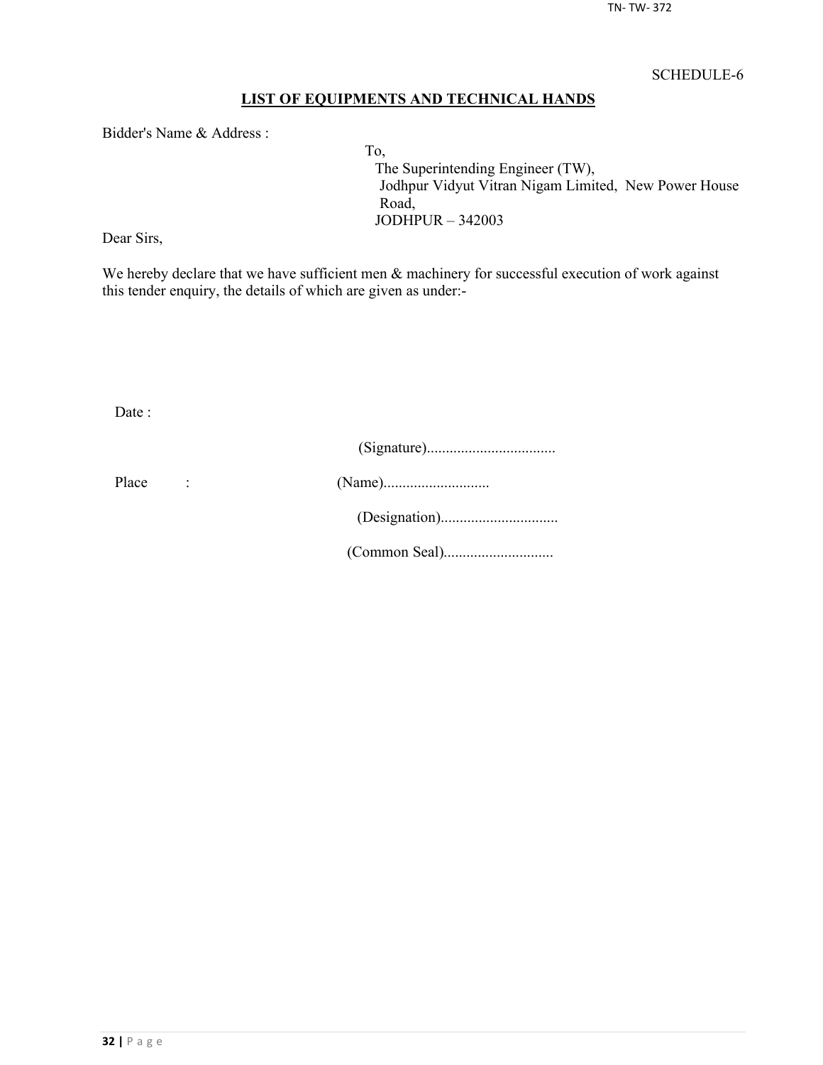SCHEDULE-6

## LIST OF EQUIPMENTS AND TECHNICAL HANDS

Bidder's Name & Address :

To,
The Superintending Engineer (TW),
Jodhpur Vidyut Vitran Nigam Limited, New Power House Road,
JODHPUR – 342003

Dear Sirs,

We hereby declare that we have sufficient men & machinery for successful execution of work against this tender enquiry, the details of which are given as under:-

Date :

(Signature)..................................

Place :

(Name)............................

(Designation)...............................

(Common Seal).............................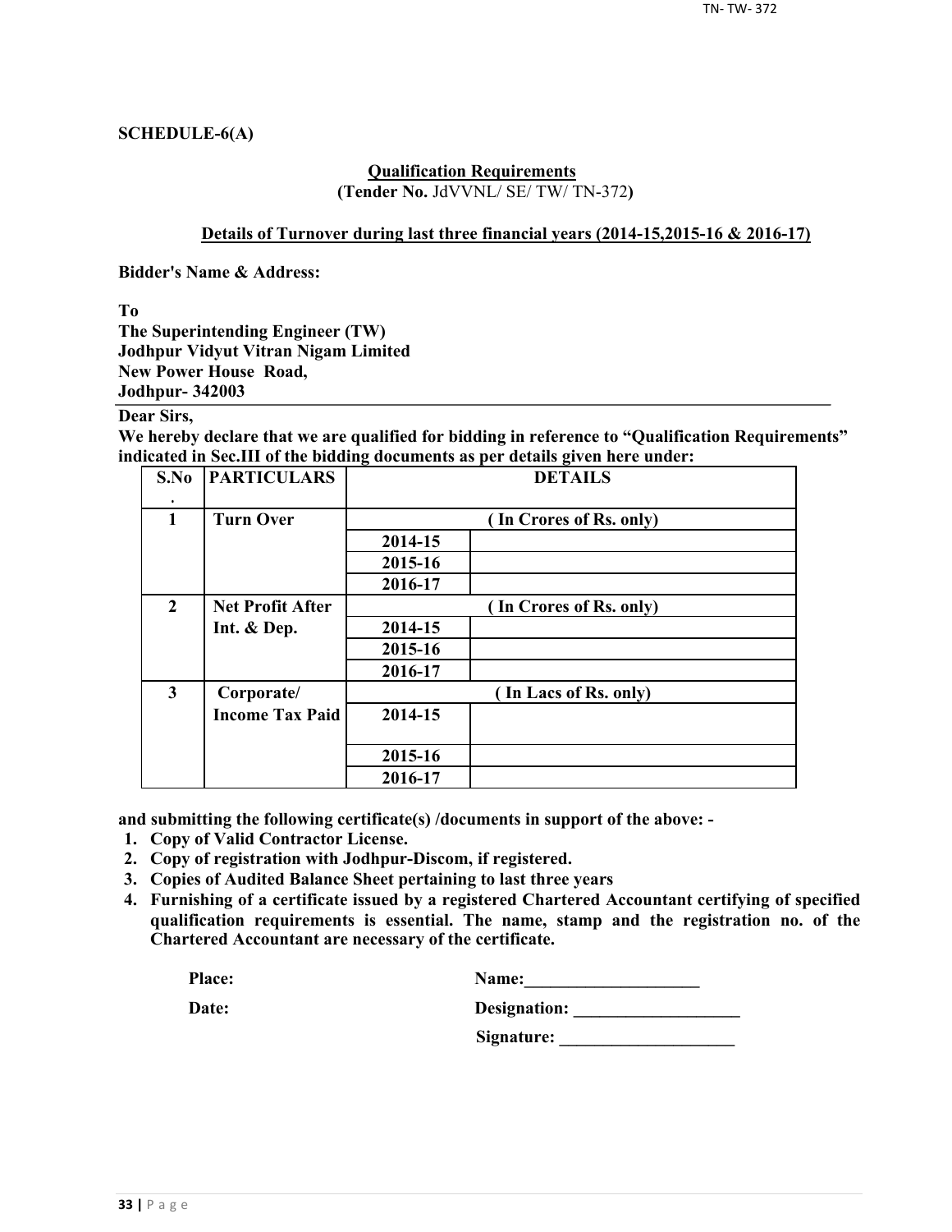**SCHEDULE-6(A)**

**Qualification Requirements**

**(Tender No.** JdVVNL/ SE/ TW/ TN-372**)**

**Details of Turnover during last three financial years (2014-15,2015-16 & 2016-17)**

**Bidder's Name & Address:**

**To**
**The Superintending Engineer (TW)**
**Jodhpur Vidyut Vitran Nigam Limited**
**New Power House Road,**
**Jodhpur- 342003**

**Dear Sirs,**

**We hereby declare that we are qualified for bidding in reference to "Qualification Requirements" indicated in Sec.III of the bidding documents as per details given here under:**

| S.No. | PARTICULARS | DETAILS | |
|---|---|---|---|
| 1 | Turn Over | ( In Crores of Rs. only) | |
| | | 2014-15 | |
| | | 2015-16 | |
| | | 2016-17 | |
| 2 | Net Profit After Int. & Dep. | ( In Crores of Rs. only) | |
| | | 2014-15 | |
| | | 2015-16 | |
| | | 2016-17 | |
| 3 | Corporate/ Income Tax Paid | ( In Lacs of Rs. only) | |
| | | 2014-15 | |
| | | 2015-16 | |
| | | 2016-17 | |

**and submitting the following certificate(s) /documents in support of the above: -**

1. **Copy of Valid Contractor License.**
2. **Copy of registration with Jodhpur-Discom, if registered.**
3. **Copies of Audited Balance Sheet pertaining to last three years**
4. **Furnishing of a certificate issued by a registered Chartered Accountant certifying of specified qualification requirements is essential. The name, stamp and the registration no. of the Chartered Accountant are necessary of the certificate.**

**Place:** **Name:**____________________

**Date:** **Designation:** ___________________

**Signature:** ____________________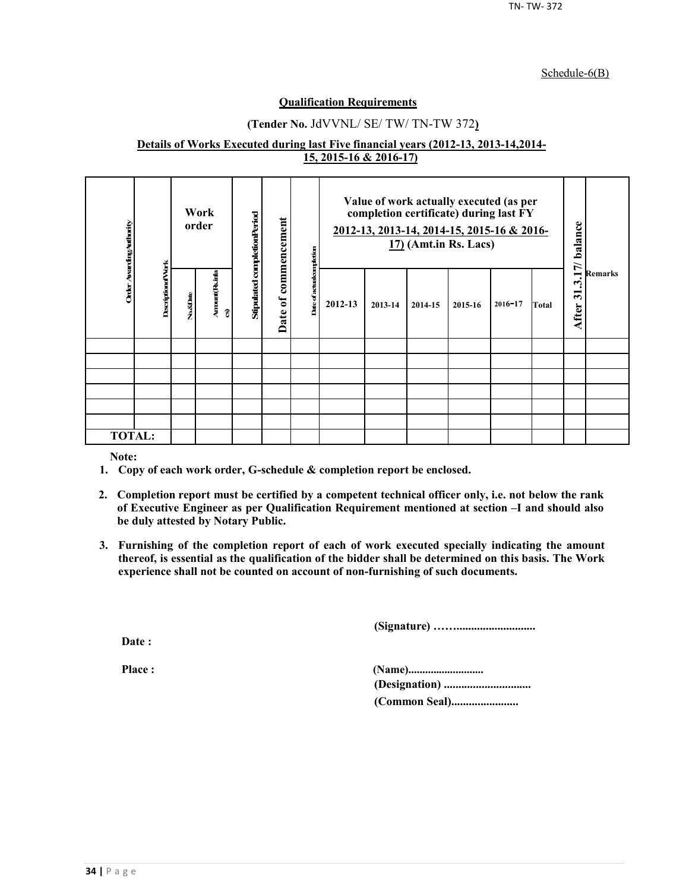Schedule-6(B)

**Qualification Requirements**

**(Tender No.** JdVVNL/ SE/ TW/ TN-TW 372**)**

**Details of Works Executed during last Five financial years (2012-13, 2013-14,2014-15, 2015-16 & 2016-17)**

| Order Awarding Authority | Description of Work | Work order | | Stipulated completion Period | Date of commencement | Date of actual completion | Value of work actually executed (as per completion certificate) during last FY 2012-13, 2013-14, 2014-15, 2015-16 & 2016-17) (Amt.in Rs. Lacs) | | | | | | After 31.3.17/ balance | Remarks |
|---|---|---|---|---|---|---|---|---|---|---|---|---|---|---|
| | | No.&Date | Amount(Rs.in lacs) | | | | 2012-13 | 2013-14 | 2014-15 | 2015-16 | 2016-17 | Total | | |
| | | | | | | | | | | | | | | |
| | | | | | | | | | | | | | | |
| | | | | | | | | | | | | | | |
| | | | | | | | | | | | | | | |
| | | | | | | | | | | | | | | |
| | | | | | | | | | | | | | | |
| **TOTAL:** | | | | | | | | | | | | | | |

**Note:**

1. **Copy of each work order, G-schedule & completion report be enclosed.**
2. **Completion report must be certified by a competent technical officer only, i.e. not below the rank of Executive Engineer as per Qualification Requirement mentioned at section –I and should also be duly attested by Notary Public.**
3. **Furnishing of the completion report of each of work executed specially indicating the amount thereof, is essential as the qualification of the bidder shall be determined on this basis. The Work experience shall not be counted on account of non-furnishing of such documents.**

**(Signature) ……..........................**

**Date :**

**Place :**

**(Name)..........................**

**(Designation) .............................**

**(Common Seal).......................**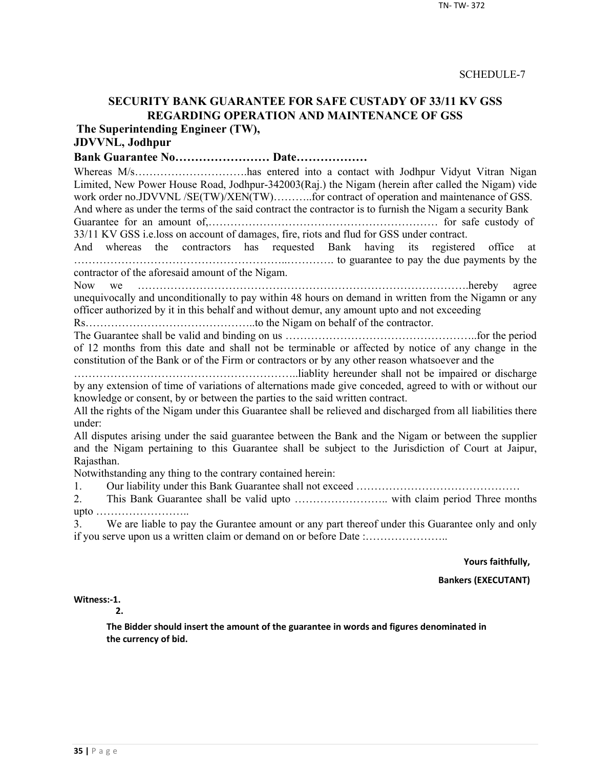SCHEDULE-7

## SECURITY BANK GUARANTEE FOR SAFE CUSTADY OF 33/11 KV GSS REGARDING OPERATION AND MAINTENANCE OF GSS

**The Superintending Engineer (TW),**

**JDVVNL, Jodhpur**

**Bank Guarantee No…………………… Date………………**

Whereas M/s…………………………has entered into a contact with Jodhpur Vidyut Vitran Nigan Limited, New Power House Road, Jodhpur-342003(Raj.) the Nigam (herein after called the Nigam) vide work order no.JDVVNL /SE(TW)/XEN(TW)………..for contract of operation and maintenance of GSS. And where as under the terms of the said contract the contractor is to furnish the Nigam a security Bank Guarantee for an amount of,……………………………………………………… for safe custody of 33/11 KV GSS i.e.loss on account of damages, fire, riots and flud for GSS under contract.

And whereas the contractors has requested Bank having its registered office at ……………………………………………..…………. to guarantee to pay the due payments by the contractor of the aforesaid amount of the Nigam.

Now we …………………………………………………………………………….hereby agree unequivocally and unconditionally to pay within 48 hours on demand in written from the Nigamn or any officer authorized by it in this behalf and without demur, any amount upto and not exceeding Rs………………………………………..to the Nigam on behalf of the contractor.

The Guarantee shall be valid and binding on us ……………………………………………..for the period of 12 months from this date and shall not be terminable or affected by notice of any change in the constitution of the Bank or of the Firm or contractors or by any other reason whatsoever and the …………………………………………………..liablity hereunder shall not be impaired or discharge by any extension of time of variations of alternations made give conceded, agreed to with or without our knowledge or consent, by or between the parties to the said written contract.

All the rights of the Nigam under this Guarantee shall be relieved and discharged from all liabilities there under:

All disputes arising under the said guarantee between the Bank and the Nigam or between the supplier and the Nigam pertaining to this Guarantee shall be subject to the Jurisdiction of Court at Jaipur, Rajasthan.

Notwithstanding any thing to the contrary contained herein:

1. Our liability under this Bank Guarantee shall not exceed ………………………………………
2. This Bank Guarantee shall be valid upto …………………….. with claim period Three months upto ……………………..
3. We are liable to pay the Gurantee amount or any part thereof under this Guarantee only and only if you serve upon us a written claim or demand on or before Date :…………………..

**Yours faithfully,**

**Bankers (EXECUTANT)**

**Witness:-1.**

**2.**

**The Bidder should insert the amount of the guarantee in words and figures denominated in the currency of bid.**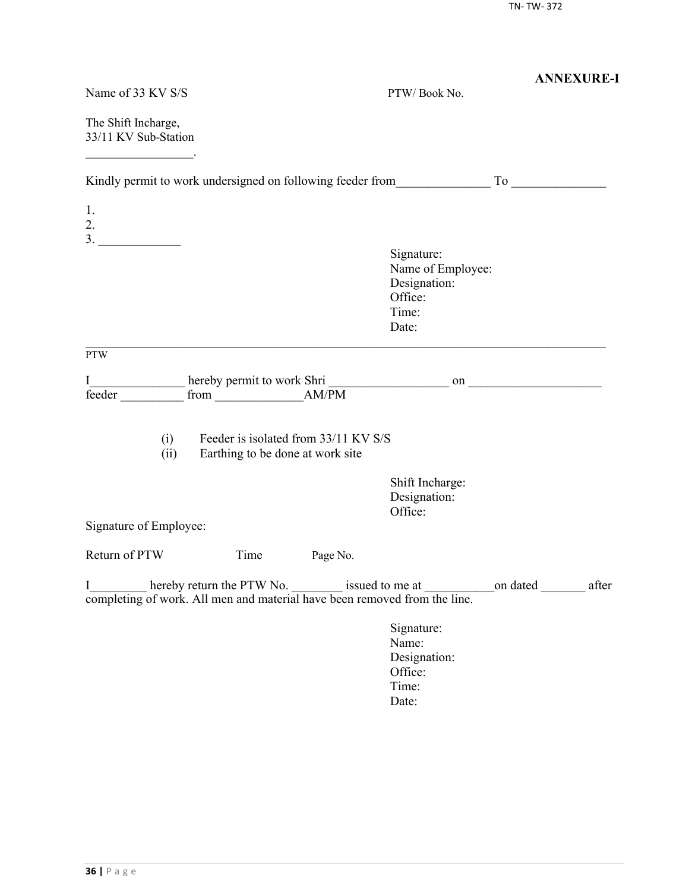**ANNEXURE-I**

Name of 33 KV S/S                                                PTW/ Book No.

The Shift Incharge,
33/11 KV Sub-Station
_________________.

Kindly permit to work undersigned on following feeder from_______________ To _______________

1.
2.
3. _____________

Signature:
Name of Employee:
Designation:
Office:
Time:
Date:

---

PTW

I_______________ hereby permit to work Shri ___________________ on _____________________ feeder __________ from ______________AM/PM

(i) Feeder is isolated from 33/11 KV S/S
(ii) Earthing to be done at work site

Shift Incharge:
Designation:
Office:

Signature of Employee:

Return of PTW                Time                Page No.

I_________ hereby return the PTW No. ________ issued to me at ___________on dated _______ after completing of work. All men and material have been removed from the line.

Signature:
Name:
Designation:
Office:
Time:
Date: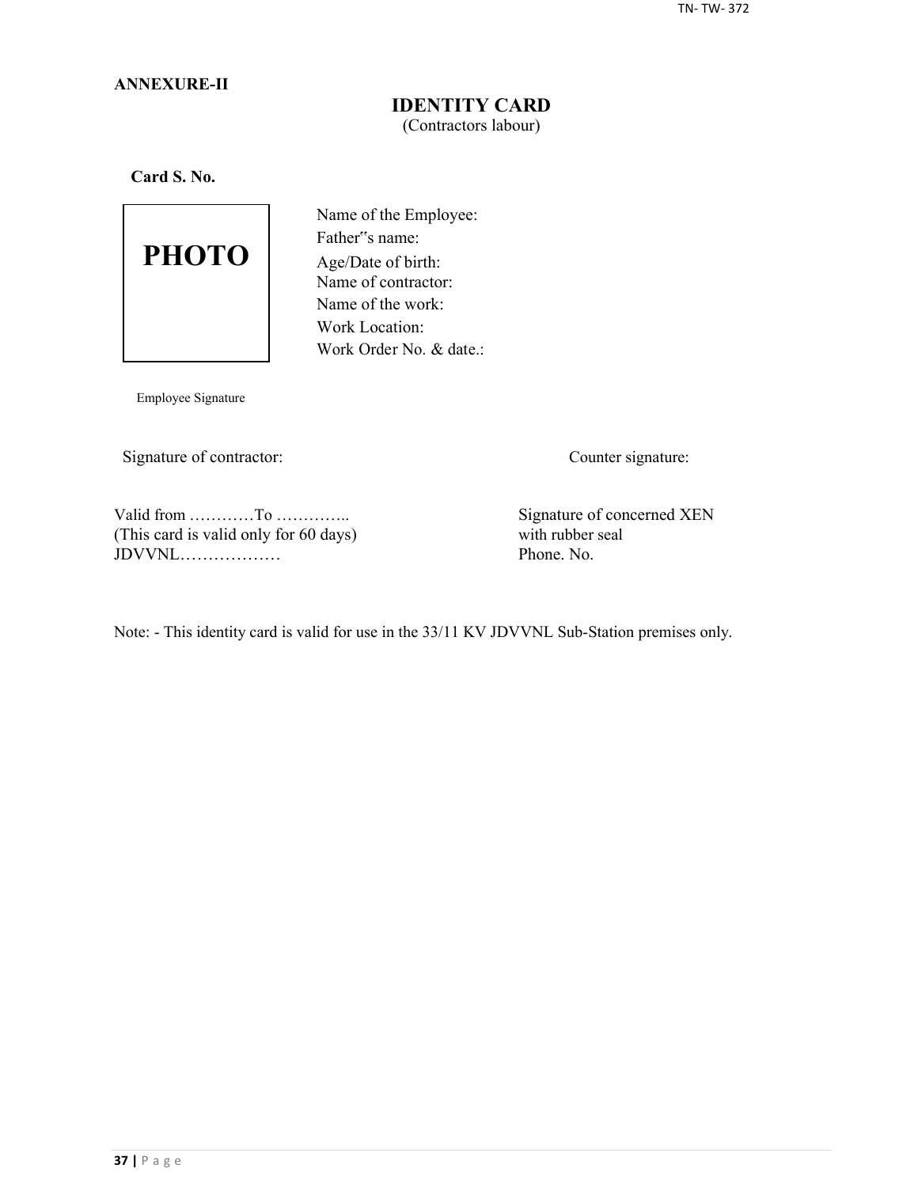**ANNEXURE-II**

## IDENTITY CARD

(Contractors labour)

**Card S. No.**

PHOTO

Name of the Employee:
Father"s name:
Age/Date of birth:
Name of contractor:
Name of the work:
Work Location:
Work Order No. & date.:

Employee Signature

Signature of contractor: Counter signature:

Valid from …………To …………..
(This card is valid only for 60 days)
JDVVNL………………

Signature of concerned XEN
with rubber seal
Phone. No.

Note: - This identity card is valid for use in the 33/11 KV JDVVNL Sub-Station premises only.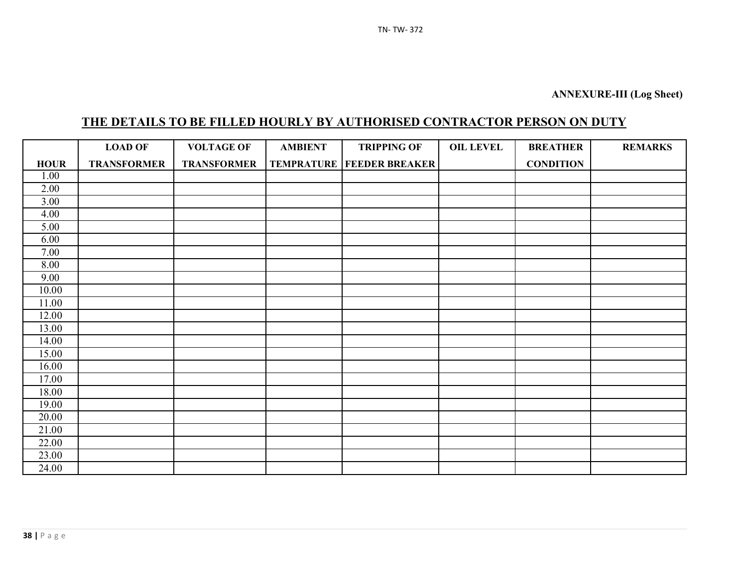**ANNEXURE-III (Log Sheet)**

## THE DETAILS TO BE FILLED HOURLY BY AUTHORISED CONTRACTOR PERSON ON DUTY

| HOUR | LOAD OF TRANSFORMER | VOLTAGE OF TRANSFORMER | AMBIENT TEMPRATURE | TRIPPING OF FEEDER BREAKER | OIL LEVEL | BREATHER CONDITION | REMARKS |
|---|---|---|---|---|---|---|---|
| 1.00 | | | | | | | |
| 2.00 | | | | | | | |
| 3.00 | | | | | | | |
| 4.00 | | | | | | | |
| 5.00 | | | | | | | |
| 6.00 | | | | | | | |
| 7.00 | | | | | | | |
| 8.00 | | | | | | | |
| 9.00 | | | | | | | |
| 10.00 | | | | | | | |
| 11.00 | | | | | | | |
| 12.00 | | | | | | | |
| 13.00 | | | | | | | |
| 14.00 | | | | | | | |
| 15.00 | | | | | | | |
| 16.00 | | | | | | | |
| 17.00 | | | | | | | |
| 18.00 | | | | | | | |
| 19.00 | | | | | | | |
| 20.00 | | | | | | | |
| 21.00 | | | | | | | |
| 22.00 | | | | | | | |
| 23.00 | | | | | | | |
| 24.00 | | | | | | | |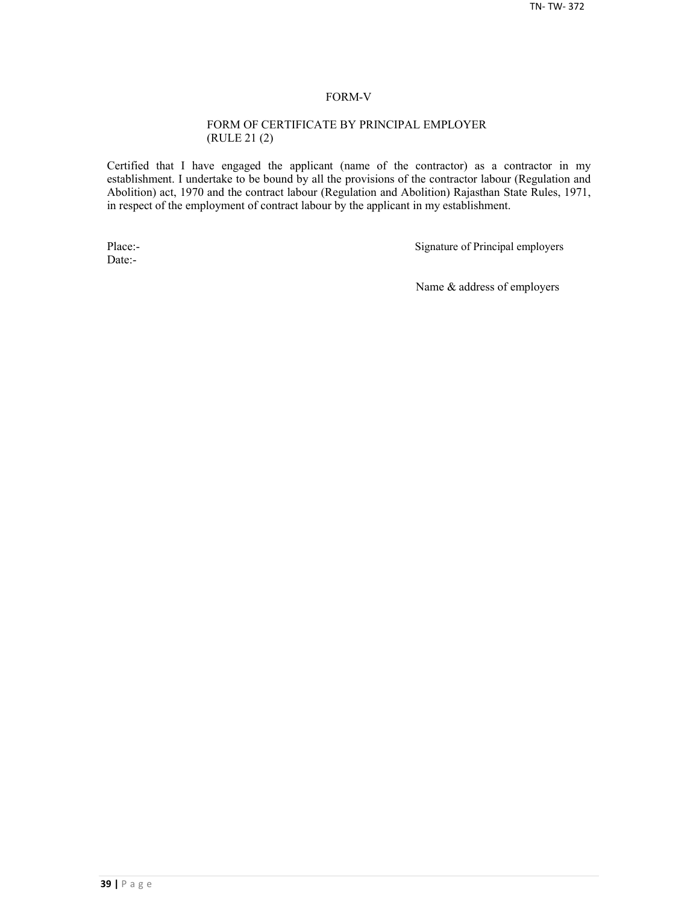# FORM-V

## FORM OF CERTIFICATE BY PRINCIPAL EMPLOYER
(RULE 21 (2)

Certified that I have engaged the applicant (name of the contractor) as a contractor in my establishment. I undertake to be bound by all the provisions of the contractor labour (Regulation and Abolition) act, 1970 and the contract labour (Regulation and Abolition) Rajasthan State Rules, 1971, in respect of the employment of contract labour by the applicant in my establishment.

Place:-

Date:-

Signature of Principal employers

Name & address of employers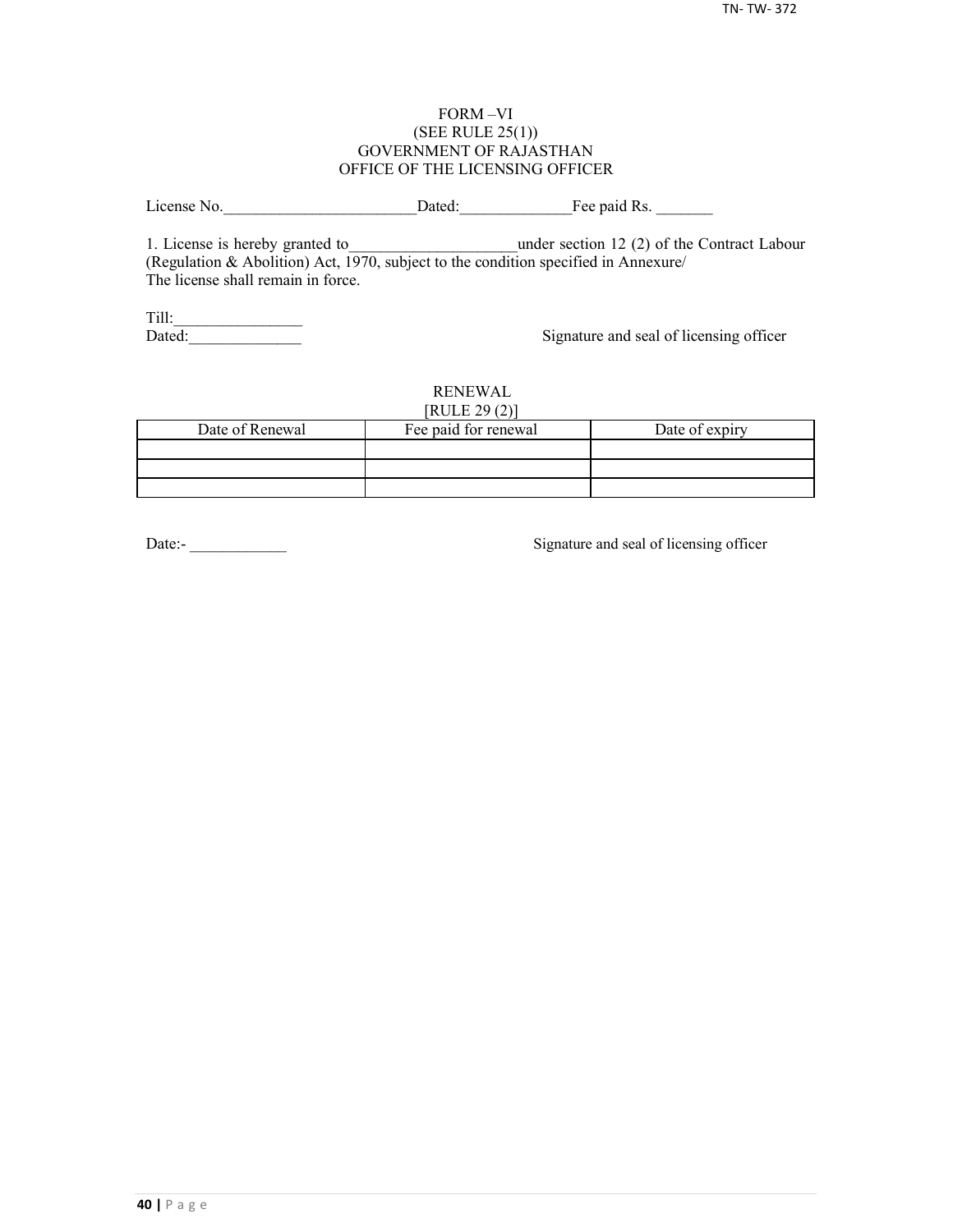FORM –VI
(SEE RULE 25(1))
GOVERNMENT OF RAJASTHAN
OFFICE OF THE LICENSING OFFICER

License No.________________________Dated:______________Fee paid Rs. _______

1. License is hereby granted to_____________________under section 12 (2) of the Contract Labour (Regulation & Abolition) Act, 1970, subject to the condition specified in Annexure/
The license shall remain in force.

Till:________________
Dated:______________

Signature and seal of licensing officer

RENEWAL
[RULE 29 (2)]

| Date of Renewal | Fee paid for renewal | Date of expiry |
|---|---|---|
| | | |
| | | |
| | | |

Date:- ____________

Signature and seal of licensing officer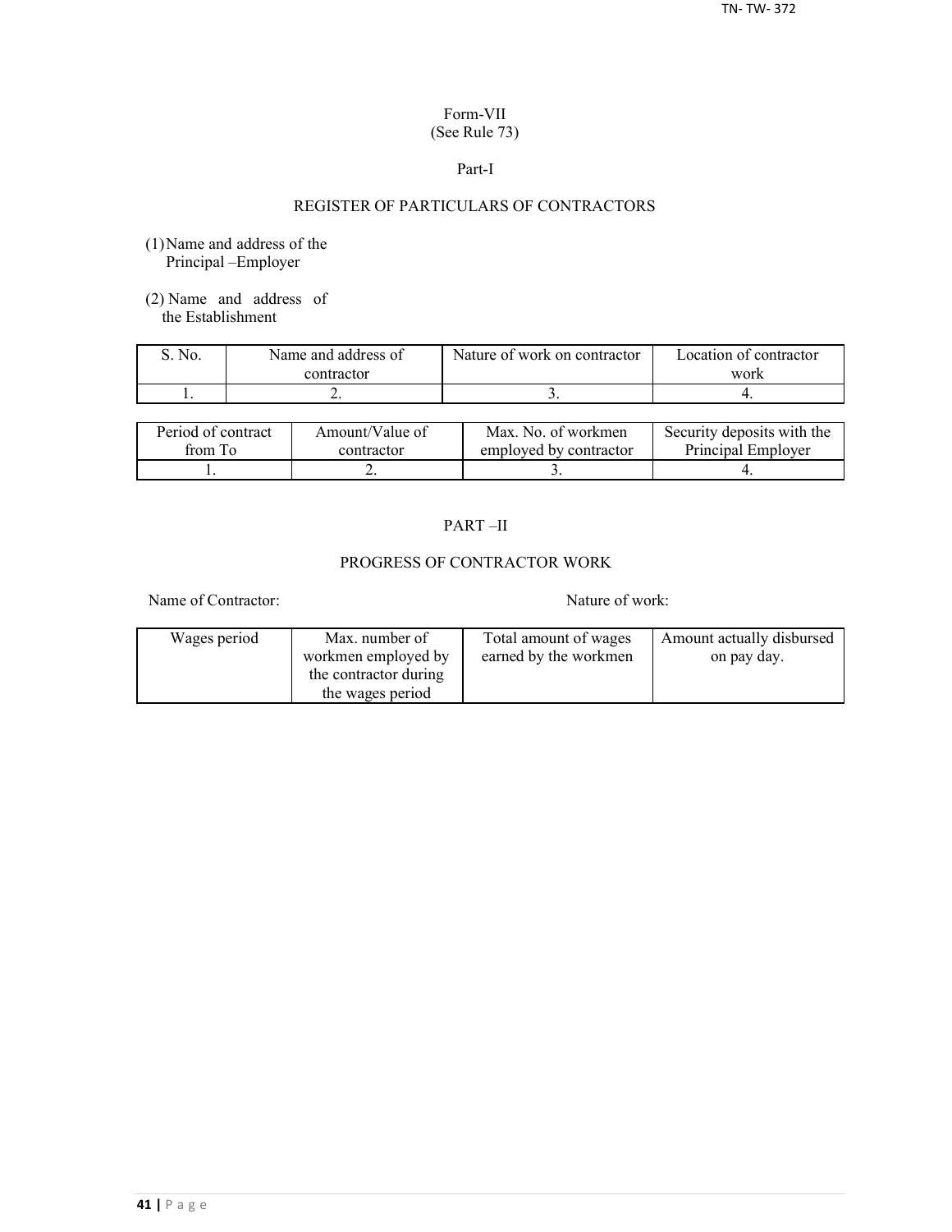Form-VII
(See Rule 73)

Part-I

## REGISTER OF PARTICULARS OF CONTRACTORS

(1) Name and address of the Principal –Employer

(2) Name and address of the Establishment

| S. No. | Name and address of contractor | Nature of work on contractor | Location of contractor work |
|---|---|---|---|
| 1. | 2. | 3. | 4. |

| Period of contract from To | Amount/Value of contractor | Max. No. of workmen employed by contractor | Security deposits with the Principal Employer |
|---|---|---|---|
| 1. | 2. | 3. | 4. |

PART –II

## PROGRESS OF CONTRACTOR WORK

Name of Contractor: Nature of work:

| Wages period | Max. number of workmen employed by the contractor during the wages period | Total amount of wages earned by the workmen | Amount actually disbursed on pay day. |
|---|---|---|---|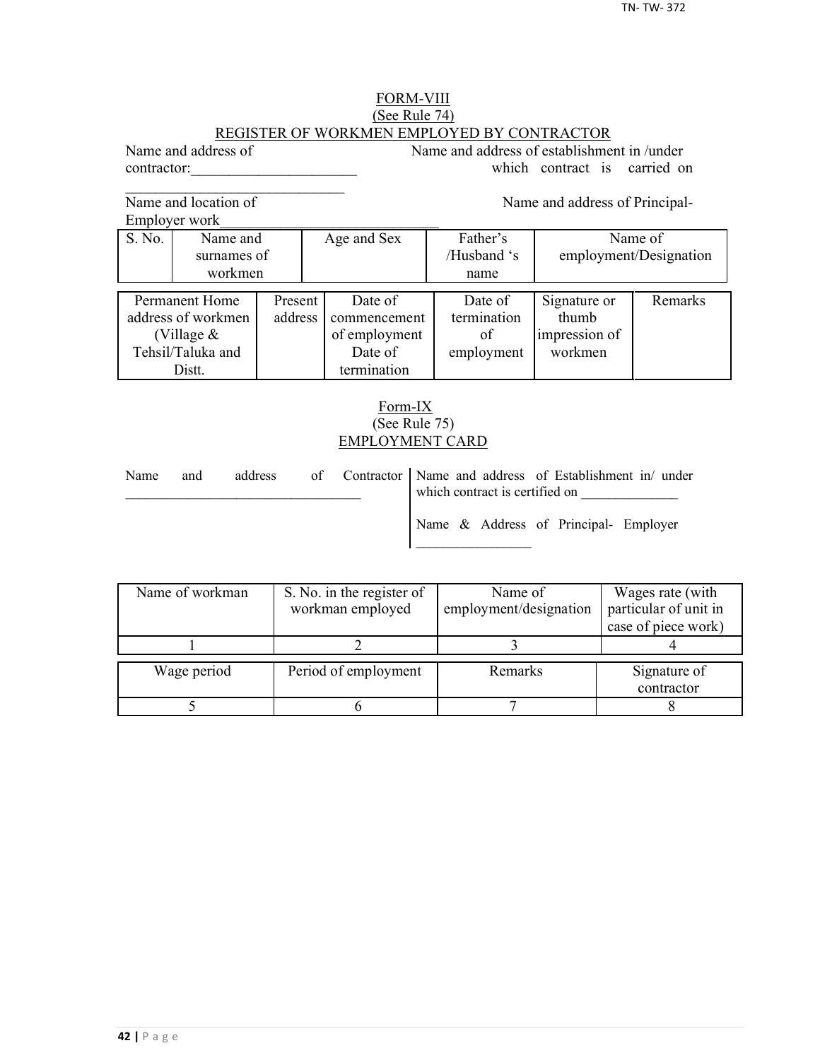## FORM-VIII
(See Rule 74)
### REGISTER OF WORKMEN EMPLOYED BY CONTRACTOR

Name and address of contractor:______________________
______________________________

Name and address of establishment in /under which contract is carried on

Name and location of Employer work______________________________

Name and address of Principal-

| S. No. | Name and surnames of workmen | Age and Sex | Father's /Husband 's name | Name of employment/Designation |
|---|---|---|---|---|

| Permanent Home address of workmen (Village & Tehsil/Taluka and Distt. | Present address | Date of commencement of employment Date of termination | Date of termination of employment | Signature or thumb impression of workmen | Remarks |
|---|---|---|---|---|---|

## Form-IX
(See Rule 75)
### EMPLOYMENT CARD

Name and address of Contractor __________________________________

Name and address of Establishment in/ under which contract is certified on ______________

Name & Address of Principal- Employer ________________

| Name of workman | S. No. in the register of workman employed | Name of employment/designation | Wages rate (with particular of unit in case of piece work) |
|---|---|---|---|
| 1 | 2 | 3 | 4 |

| Wage period | Period of employment | Remarks | Signature of contractor |
|---|---|---|---|
| 5 | 6 | 7 | 8 |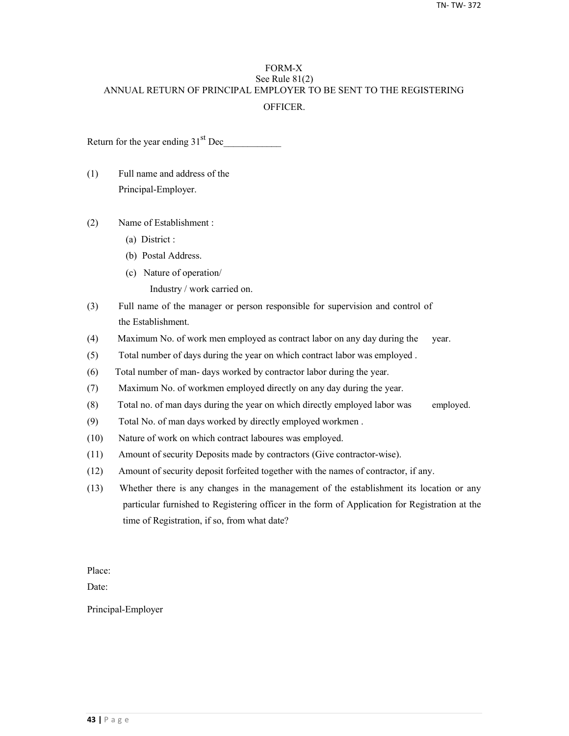# FORM-X

See Rule 81(2)

ANNUAL RETURN OF PRINCIPAL EMPLOYER TO BE SENT TO THE REGISTERING OFFICER.

Return for the year ending 31st Dec\_\_\_\_\_\_\_\_\_\_\_\_

(1) Full name and address of the Principal-Employer.

(2) Name of Establishment :
  (a) District :
  (b) Postal Address.
  (c) Nature of operation/ Industry / work carried on.

(3) Full name of the manager or person responsible for supervision and control of the Establishment.

(4) Maximum No. of work men employed as contract labor on any day during the year.

(5) Total number of days during the year on which contract labor was employed .

(6) Total number of man- days worked by contractor labor during the year.

(7) Maximum No. of workmen employed directly on any day during the year.

(8) Total no. of man days during the year on which directly employed labor was employed.

(9) Total No. of man days worked by directly employed workmen .

(10) Nature of work on which contract laboures was employed.

(11) Amount of security Deposits made by contractors (Give contractor-wise).

(12) Amount of security deposit forfeited together with the names of contractor, if any.

(13) Whether there is any changes in the management of the establishment its location or any particular furnished to Registering officer in the form of Application for Registration at the time of Registration, if so, from what date?

Place:

Date:

Principal-Employer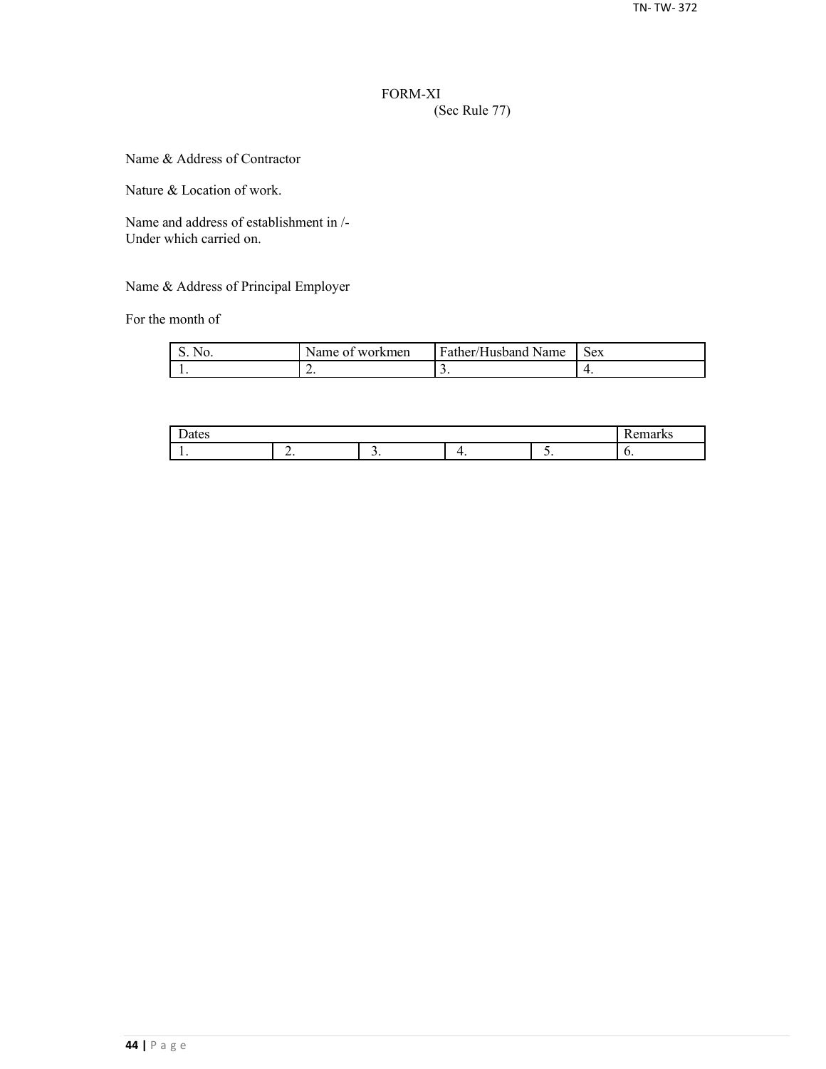FORM-XI

(Sec Rule 77)

Name & Address of Contractor

Nature & Location of work.

Name and address of establishment in /-
Under which carried on.

Name & Address of Principal Employer

For the month of

| S. No. | Name of workmen | Father/Husband Name | Sex |
|---|---|---|---|
| 1. | 2. | 3. | 4. |

| Dates | | | | | Remarks |
|---|---|---|---|---|---|
| 1. | 2. | 3. | 4. | 5. | 6. |